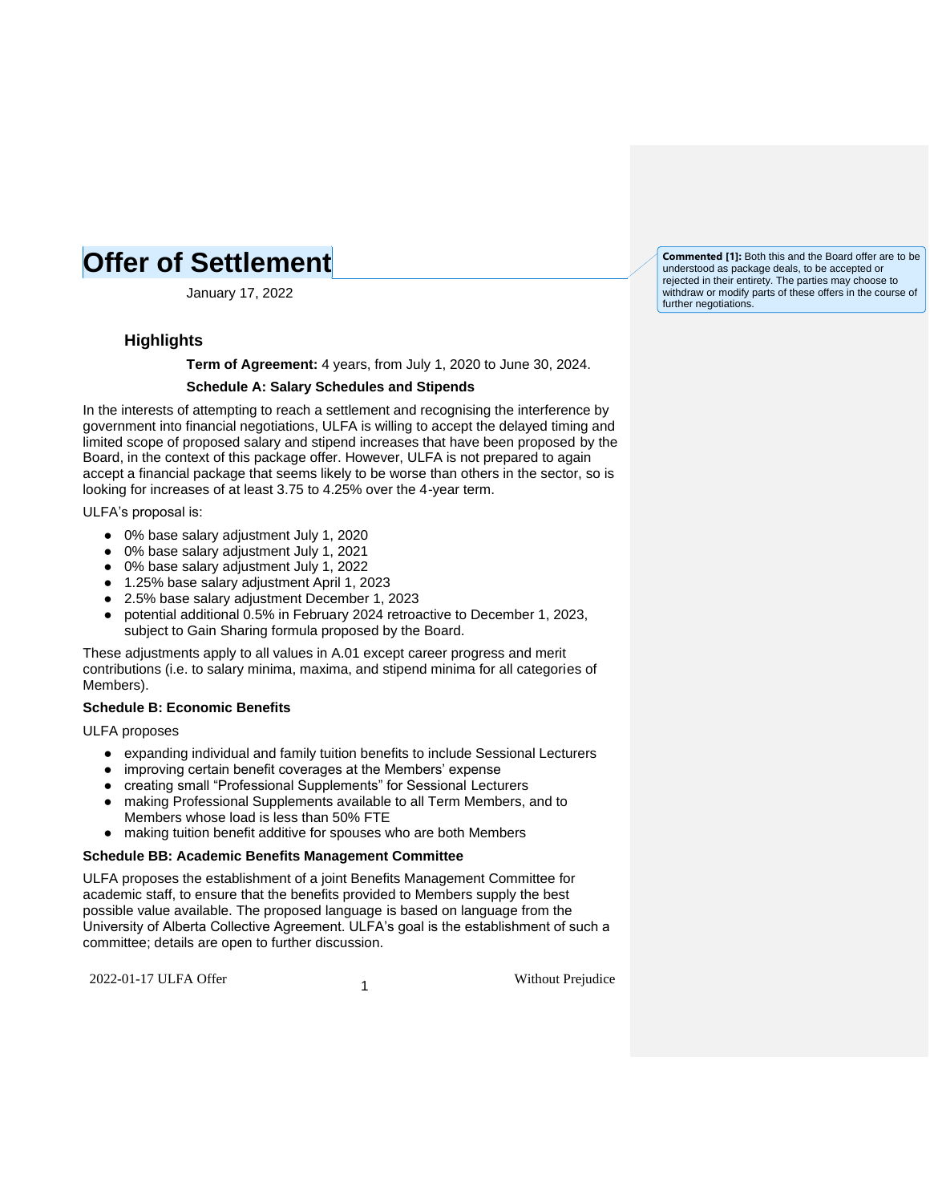# Offer of Settlement

January 17, 2022

Commented [1]: Both this and the Board offer are to be understood as package deals, to be accepted or rejected in their entirety. The parties may choose to withdraw or modify parts of these offers in the course of further negotiations.

## Highlights

**Term of Agreement:** 4 years, from July 1, 2020 to June 30, 2024.

**Schedule A: Salary Schedules and Stipends**

In the interests of attempting to reach a settlement and recognising the interference by government into financial negotiations, ULFA is willing to accept the delayed timing and limited scope of proposed salary and stipend increases that have been proposed by the Board, in the context of this package offer. However, ULFA is not prepared to again accept a financial package that seems likely to be worse than others in the sector, so is looking for increases of at least 3.75 to 4.25% over the 4-year term.

ULFA's proposal is:

- 0% base salary adjustment July 1, 2020
- 0% base salary adjustment July 1, 2021
- 0% base salary adjustment July 1, 2022
- 1.25% base salary adjustment April 1, 2023
- 2.5% base salary adjustment December 1, 2023
- potential additional 0.5% in February 2024 retroactive to December 1, 2023, subject to Gain Sharing formula proposed by the Board.

These adjustments apply to all values in A.01 except career progress and merit contributions (i.e. to salary minima, maxima, and stipend minima for all categories of Members).

**Schedule B: Economic Benefits**

ULFA proposes

- expanding individual and family tuition benefits to include Sessional Lecturers
- improving certain benefit coverages at the Members' expense
- creating small "Professional Supplements" for Sessional Lecturers
- making Professional Supplements available to all Term Members, and to Members whose load is less than 50% FTE
- making tuition benefit additive for spouses who are both Members

**Schedule BB: Academic Benefits Management Committee**

ULFA proposes the establishment of a joint Benefits Management Committee for academic staff, to ensure that the benefits provided to Members supply the best possible value available. The proposed language is based on language from the University of Alberta Collective Agreement. ULFA's goal is the establishment of such a committee; details are open to further discussion.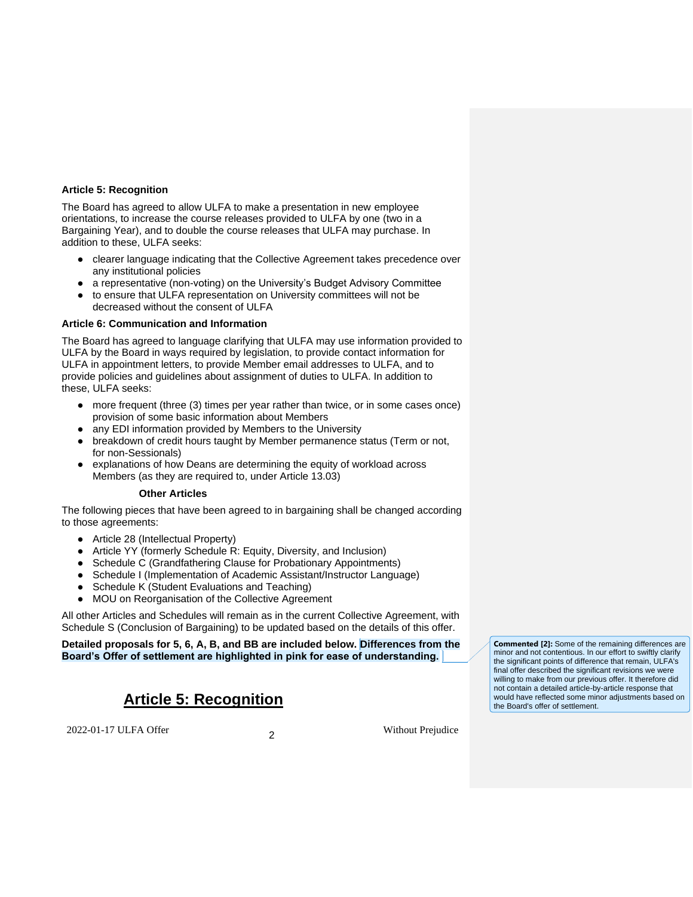**Article 5: Recognition**

The Board has agreed to allow ULFA to make a presentation in new employee orientations, to increase the course releases provided to ULFA by one (two in a Bargaining Year), and to double the course releases that ULFA may purchase. In addition to these, ULFA seeks:

- clearer language indicating that the Collective Agreement takes precedence over any institutional policies
- a representative (non-voting) on the University's Budget Advisory Committee
- to ensure that ULFA representation on University committees will not be decreased without the consent of ULFA

**Article 6: Communication and Information**

The Board has agreed to language clarifying that ULFA may use information provided to ULFA by the Board in ways required by legislation, to provide contact information for ULFA in appointment letters, to provide Member email addresses to ULFA, and to provide policies and guidelines about assignment of duties to ULFA. In addition to these, ULFA seeks:

- more frequent (three (3) times per year rather than twice, or in some cases once) provision of some basic information about Members
- any EDI information provided by Members to the University
- breakdown of credit hours taught by Member permanence status (Term or not, for non-Sessionals)
- explanations of how Deans are determining the equity of workload across Members (as they are required to, under Article 13.03)

**Other Articles**

The following pieces that have been agreed to in bargaining shall be changed according to those agreements:

- Article 28 (Intellectual Property)
- Article YY (formerly Schedule R: Equity, Diversity, and Inclusion)
- Schedule C (Grandfathering Clause for Probationary Appointments)
- Schedule I (Implementation of Academic Assistant/Instructor Language)
- Schedule K (Student Evaluations and Teaching)
- MOU on Reorganisation of the Collective Agreement

All other Articles and Schedules will remain as in the current Collective Agreement, with Schedule S (Conclusion of Bargaining) to be updated based on the details of this offer.

**Detailed proposals for 5, 6, A, B, and BB are included below. Differences from the Board's Offer of settlement are highlighted in pink for ease of understanding.**

**Commented [2]:** Some of the remaining differences are minor and not contentious. In our effort to swiftly clarify the significant points of difference that remain, ULFA's final offer described the significant revisions we were willing to make from our previous offer. It therefore did not contain a detailed article-by-article response that would have reflected some minor adjustments based on the Board's offer of settlement.

# Article 5: Recognition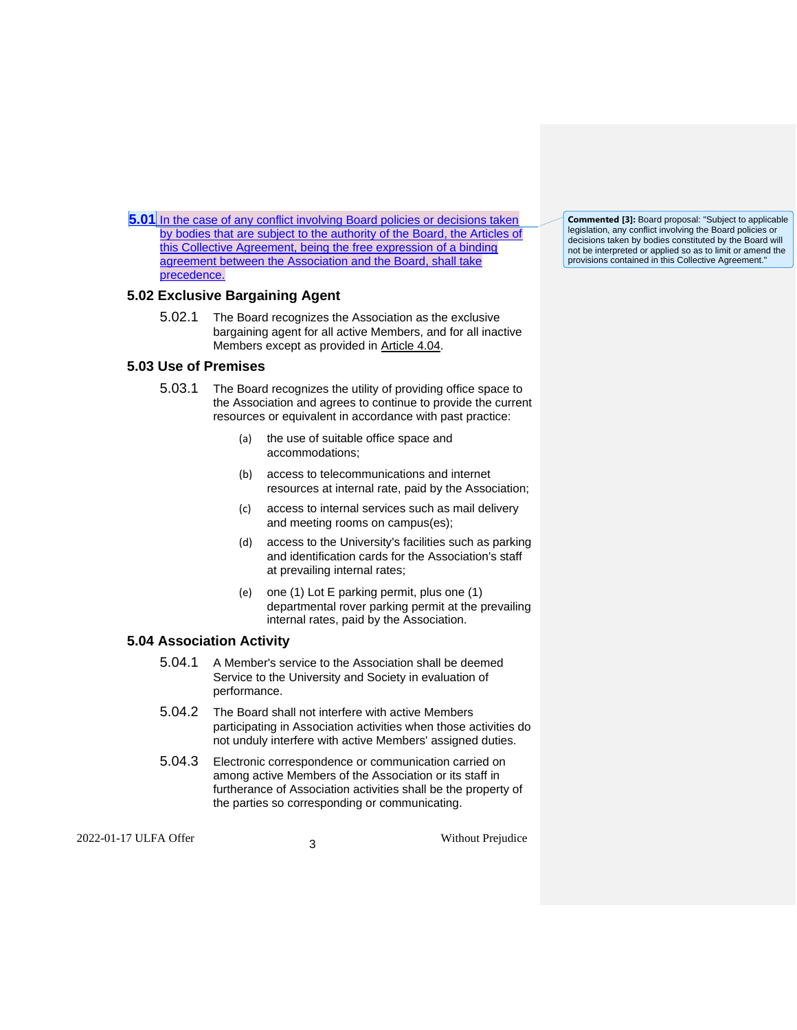**5.01** In the case of any conflict involving Board policies or decisions taken by bodies that are subject to the authority of the Board, the Articles of this Collective Agreement, being the free expression of a binding agreement between the Association and the Board, shall take precedence.

> **Commented [3]:** Board proposal: "Subject to applicable legislation, any conflict involving the Board policies or decisions taken by bodies constituted by the Board will not be interpreted or applied so as to limit or amend the provisions contained in this Collective Agreement."

## 5.02 Exclusive Bargaining Agent

5.02.1 The Board recognizes the Association as the exclusive bargaining agent for all active Members, and for all inactive Members except as provided in Article 4.04.

## 5.03 Use of Premises

5.03.1 The Board recognizes the utility of providing office space to the Association and agrees to continue to provide the current resources or equivalent in accordance with past practice:

(a) the use of suitable office space and accommodations;

(b) access to telecommunications and internet resources at internal rate, paid by the Association;

(c) access to internal services such as mail delivery and meeting rooms on campus(es);

(d) access to the University's facilities such as parking and identification cards for the Association's staff at prevailing internal rates;

(e) one (1) Lot E parking permit, plus one (1) departmental rover parking permit at the prevailing internal rates, paid by the Association.

## 5.04 Association Activity

5.04.1 A Member's service to the Association shall be deemed Service to the University and Society in evaluation of performance.

5.04.2 The Board shall not interfere with active Members participating in Association activities when those activities do not unduly interfere with active Members' assigned duties.

5.04.3 Electronic correspondence or communication carried on among active Members of the Association or its staff in furtherance of Association activities shall be the property of the parties so corresponding or communicating.

2022-01-17 ULFA Offer　　　　Without Prejudice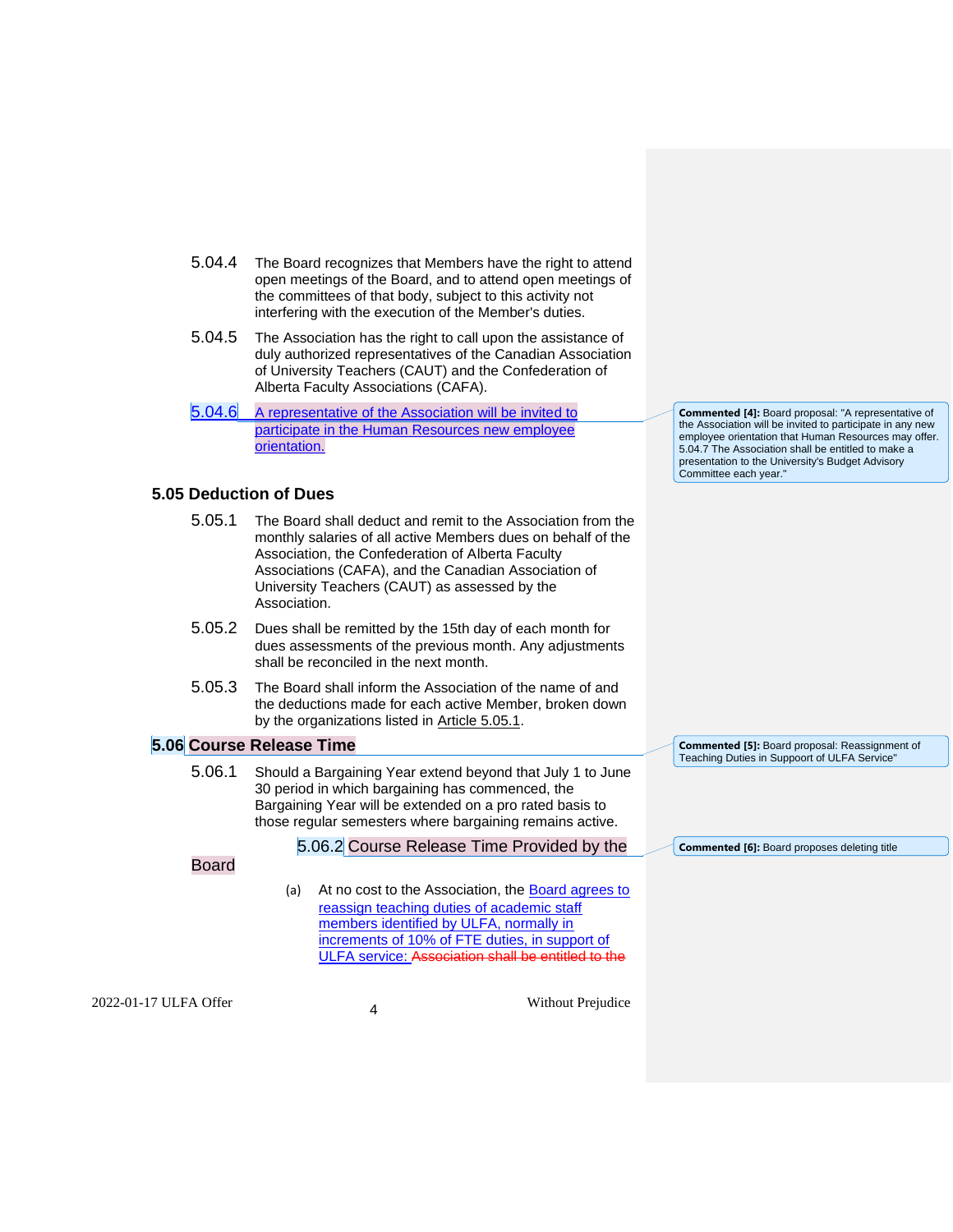5.04.4 The Board recognizes that Members have the right to attend open meetings of the Board, and to attend open meetings of the committees of that body, subject to this activity not interfering with the execution of the Member's duties.

5.04.5 The Association has the right to call upon the assistance of duly authorized representatives of the Canadian Association of University Teachers (CAUT) and the Confederation of Alberta Faculty Associations (CAFA).

5.04.6 A representative of the Association will be invited to participate in the Human Resources new employee orientation.

> **Commented [4]:** Board proposal: "A representative of the Association will be invited to participate in any new employee orientation that Human Resources may offer. 5.04.7 The Association shall be entitled to make a presentation to the University's Budget Advisory Committee each year."

### 5.05 Deduction of Dues

5.05.1 The Board shall deduct and remit to the Association from the monthly salaries of all active Members dues on behalf of the Association, the Confederation of Alberta Faculty Associations (CAFA), and the Canadian Association of University Teachers (CAUT) as assessed by the Association.

5.05.2 Dues shall be remitted by the 15th day of each month for dues assessments of the previous month. Any adjustments shall be reconciled in the next month.

5.05.3 The Board shall inform the Association of the name of and the deductions made for each active Member, broken down by the organizations listed in Article 5.05.1.

### 5.06 Course Release Time

> **Commented [5]:** Board proposal: Reassignment of Teaching Duties in Suppport of ULFA Service"

5.06.1 Should a Bargaining Year extend beyond that July 1 to June 30 period in which bargaining has commenced, the Bargaining Year will be extended on a pro rated basis to those regular semesters where bargaining remains active.

5.06.2 Course Release Time Provided by the Board

> **Commented [6]:** Board proposes deleting title

(a) At no cost to the Association, the Board agrees to reassign teaching duties of academic staff members identified by ULFA, normally in increments of 10% of FTE duties, in support of ULFA service: ~~Association shall be entitled to the~~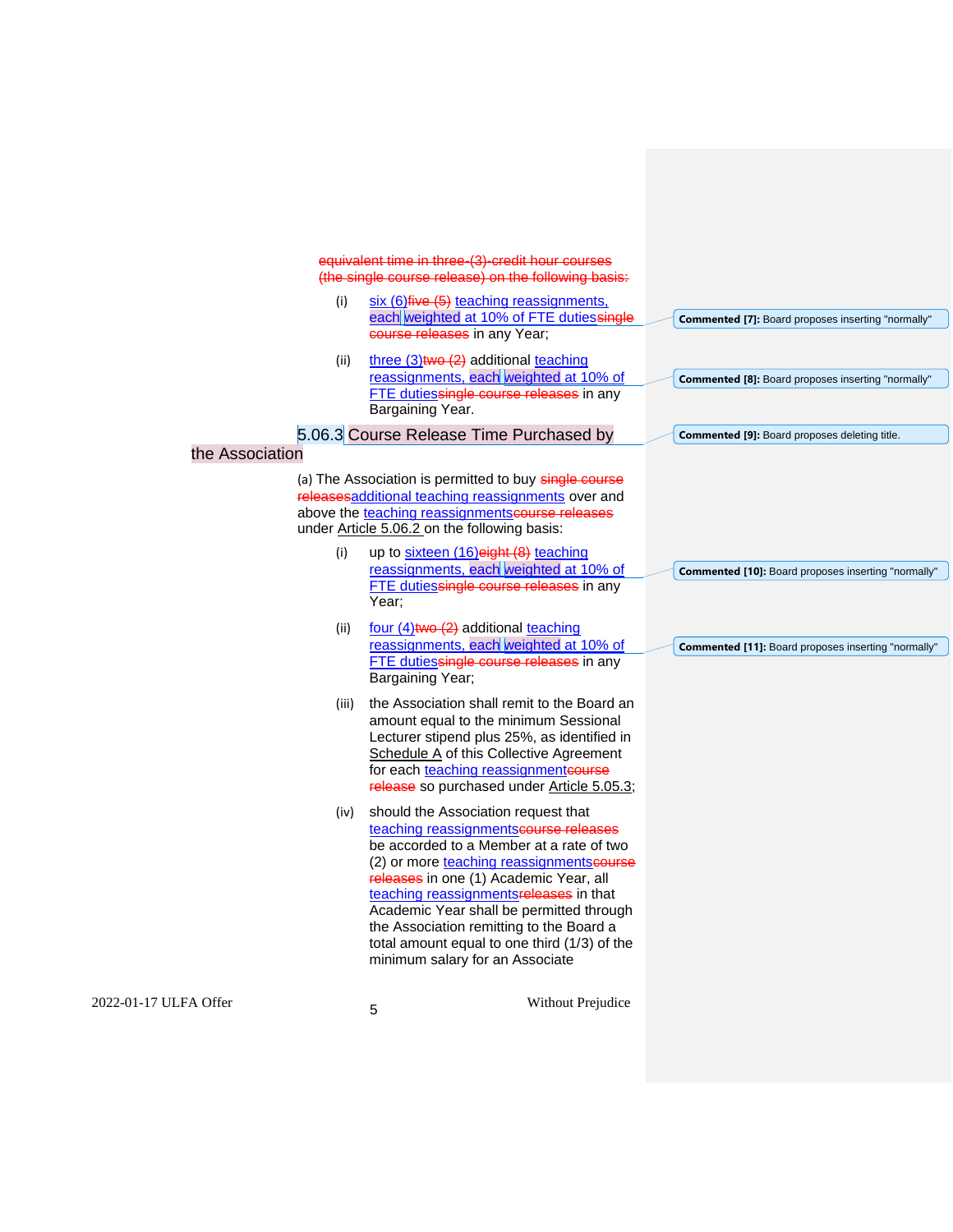~~equivalent time in three-(3)-credit hour courses (the single course release) on the following basis:~~

(i) six (6)~~five (5)~~ teaching reassignments, each weighted at 10% of FTE duties~~single course releases~~ in any Year;

(ii) three (3)~~two (2)~~ additional teaching reassignments, each weighted at 10% of FTE duties~~single course releases~~ in any Bargaining Year.

Commented [7]: Board proposes inserting "normally"

Commented [8]: Board proposes inserting "normally"

### 5.06.3 Course Release Time Purchased by the Association

Commented [9]: Board proposes deleting title.

(a) The Association is permitted to buy ~~single course releases~~additional teaching reassignments over and above the teaching reassignments~~course releases~~ under Article 5.06.2 on the following basis:

(i) up to sixteen (16)~~eight (8)~~ teaching reassignments, each weighted at 10% of FTE duties~~single course releases~~ in any Year;

Commented [10]: Board proposes inserting "normally"

(ii) four (4)~~two (2)~~ additional teaching reassignments, each weighted at 10% of FTE duties~~single course releases~~ in any Bargaining Year;

Commented [11]: Board proposes inserting "normally"

(iii) the Association shall remit to the Board an amount equal to the minimum Sessional Lecturer stipend plus 25%, as identified in Schedule A of this Collective Agreement for each teaching reassignment~~course release~~ so purchased under Article 5.05.3;

(iv) should the Association request that teaching reassignments~~course releases~~ be accorded to a Member at a rate of two (2) or more teaching reassignments~~course releases~~ in one (1) Academic Year, all teaching reassignments~~releases~~ in that Academic Year shall be permitted through the Association remitting to the Board a total amount equal to one third (1/3) of the minimum salary for an Associate

2022-01-17 ULFA Offer Without Prejudice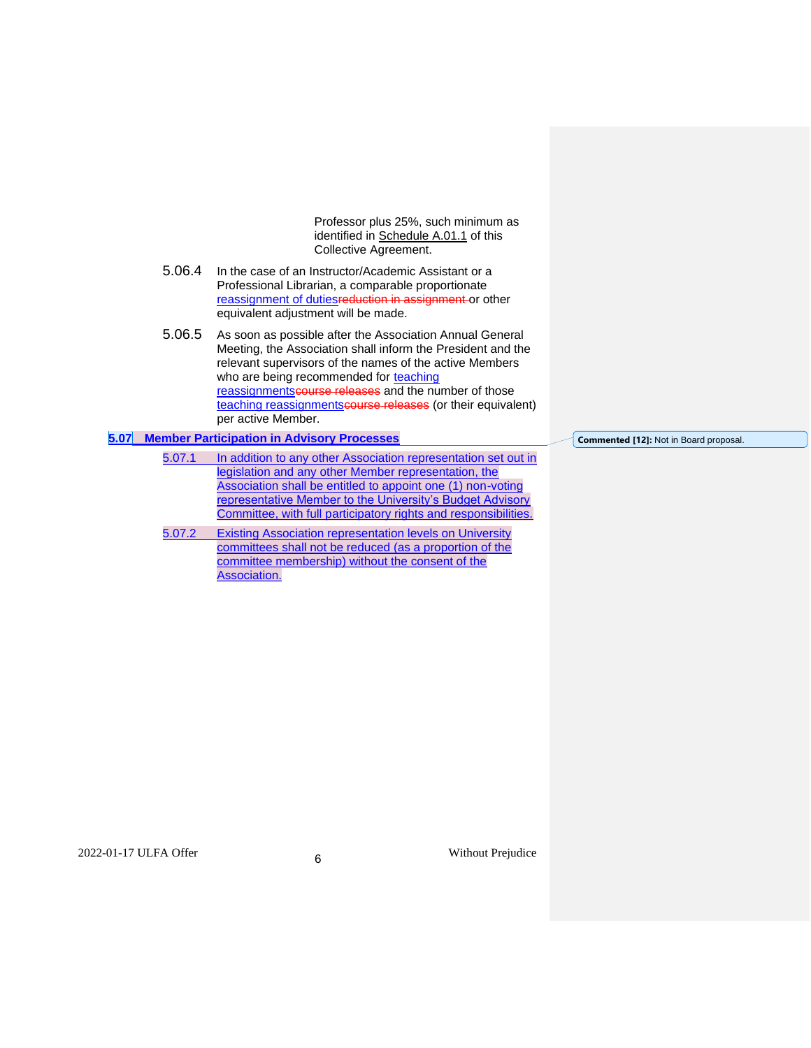Professor plus 25%, such minimum as identified in Schedule A.01.1 of this Collective Agreement.

5.06.4 In the case of an Instructor/Academic Assistant or a Professional Librarian, a comparable proportionate reassignment of duties~~reduction in assignment~~ or other equivalent adjustment will be made.

5.06.5 As soon as possible after the Association Annual General Meeting, the Association shall inform the President and the relevant supervisors of the names of the active Members who are being recommended for teaching reassignments~~course releases~~ and the number of those teaching reassignments~~course releases~~ (or their equivalent) per active Member.

**5.07 Member Participation in Advisory Processes**

Commented [12]: Not in Board proposal.

5.07.1 In addition to any other Association representation set out in legislation and any other Member representation, the Association shall be entitled to appoint one (1) non-voting representative Member to the University's Budget Advisory Committee, with full participatory rights and responsibilities.

5.07.2 Existing Association representation levels on University committees shall not be reduced (as a proportion of the committee membership) without the consent of the Association.

2022-01-17 ULFA Offer Without Prejudice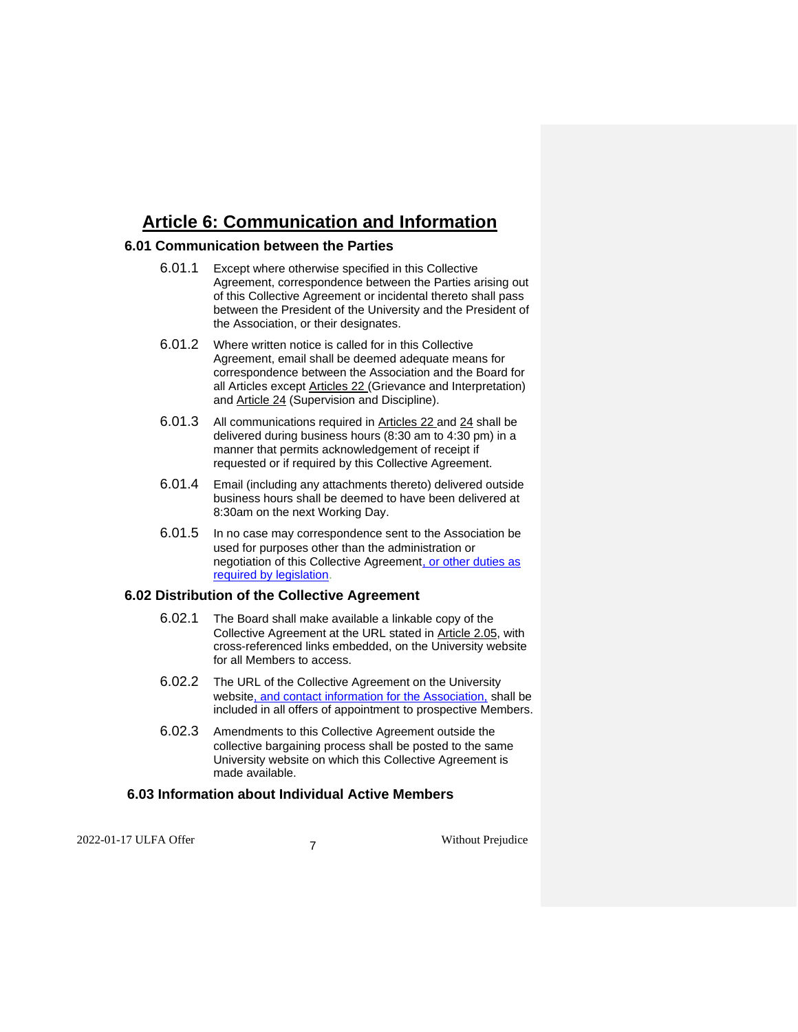# Article 6: Communication and Information

## 6.01 Communication between the Parties

6.01.1 Except where otherwise specified in this Collective Agreement, correspondence between the Parties arising out of this Collective Agreement or incidental thereto shall pass between the President of the University and the President of the Association, or their designates.

6.01.2 Where written notice is called for in this Collective Agreement, email shall be deemed adequate means for correspondence between the Association and the Board for all Articles except Articles 22 (Grievance and Interpretation) and Article 24 (Supervision and Discipline).

6.01.3 All communications required in Articles 22 and 24 shall be delivered during business hours (8:30 am to 4:30 pm) in a manner that permits acknowledgement of receipt if requested or if required by this Collective Agreement.

6.01.4 Email (including any attachments thereto) delivered outside business hours shall be deemed to have been delivered at 8:30am on the next Working Day.

6.01.5 In no case may correspondence sent to the Association be used for purposes other than the administration or negotiation of this Collective Agreement, or other duties as required by legislation.

## 6.02 Distribution of the Collective Agreement

6.02.1 The Board shall make available a linkable copy of the Collective Agreement at the URL stated in Article 2.05, with cross-referenced links embedded, on the University website for all Members to access.

6.02.2 The URL of the Collective Agreement on the University website, and contact information for the Association, shall be included in all offers of appointment to prospective Members.

6.02.3 Amendments to this Collective Agreement outside the collective bargaining process shall be posted to the same University website on which this Collective Agreement is made available.

## 6.03 Information about Individual Active Members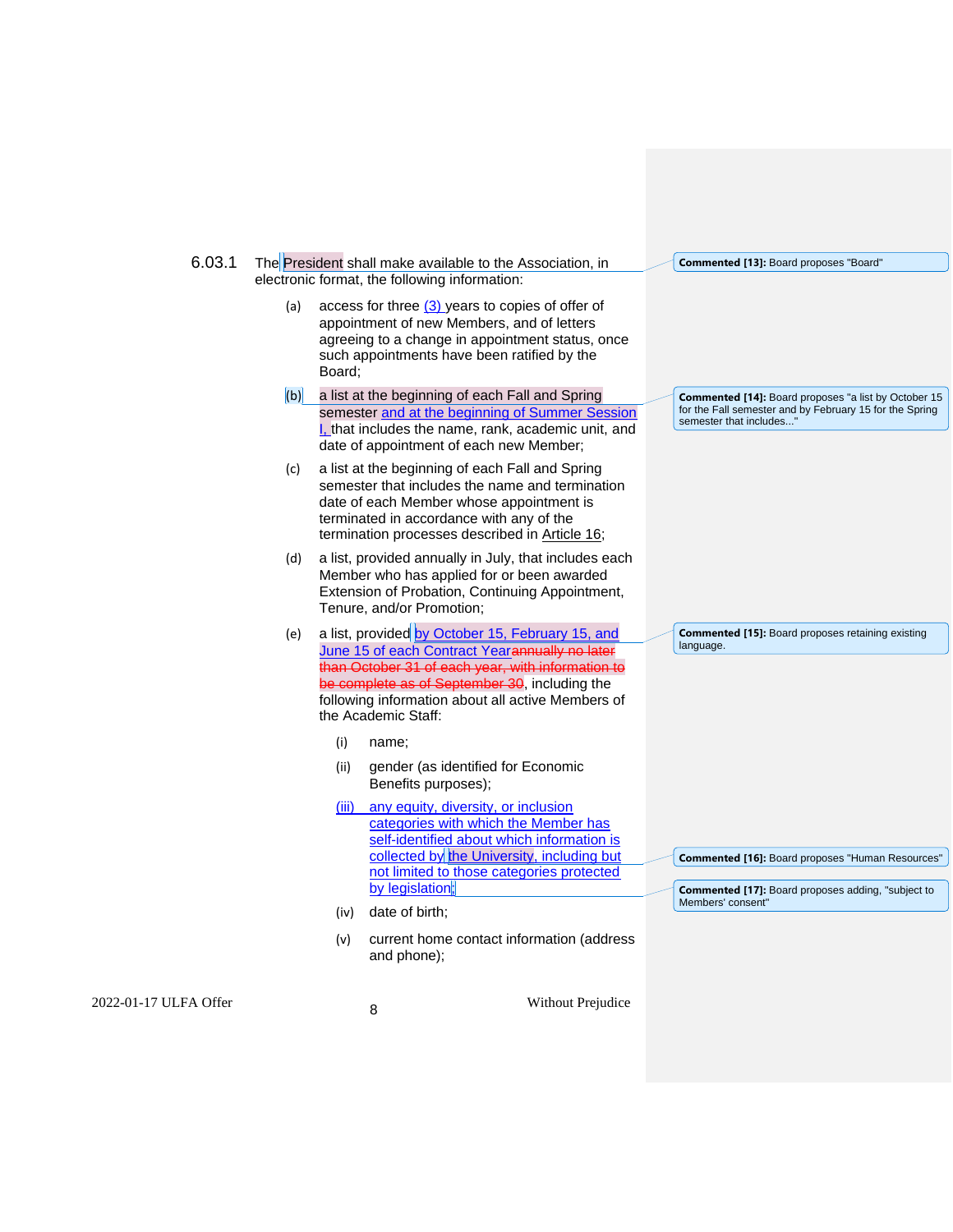6.03.1 The President shall make available to the Association, in electronic format, the following information:

(a) access for three (3) years to copies of offer of appointment of new Members, and of letters agreeing to a change in appointment status, once such appointments have been ratified by the Board;

(b) a list at the beginning of each Fall and Spring semester and at the beginning of Summer Session I, that includes the name, rank, academic unit, and date of appointment of each new Member;

(c) a list at the beginning of each Fall and Spring semester that includes the name and termination date of each Member whose appointment is terminated in accordance with any of the termination processes described in Article 16;

(d) a list, provided annually in July, that includes each Member who has applied for or been awarded Extension of Probation, Continuing Appointment, Tenure, and/or Promotion;

(e) a list, provided by October 15, February 15, and June 15 of each Contract Year~~annually no later than October 31 of each year, with information to be complete as of September 30~~, including the following information about all active Members of the Academic Staff:

(i) name;

(ii) gender (as identified for Economic Benefits purposes);

(iii) any equity, diversity, or inclusion categories with which the Member has self-identified about which information is collected by the University, including but not limited to those categories protected by legislation;

(iv) date of birth;

(v) current home contact information (address and phone);

**Commented [13]:** Board proposes "Board"

**Commented [14]:** Board proposes "a list by October 15 for the Fall semester and by February 15 for the Spring semester that includes..."

**Commented [15]:** Board proposes retaining existing language.

**Commented [16]:** Board proposes "Human Resources"

**Commented [17]:** Board proposes adding, "subject to Members' consent"

2022-01-17 ULFA Offer — Without Prejudice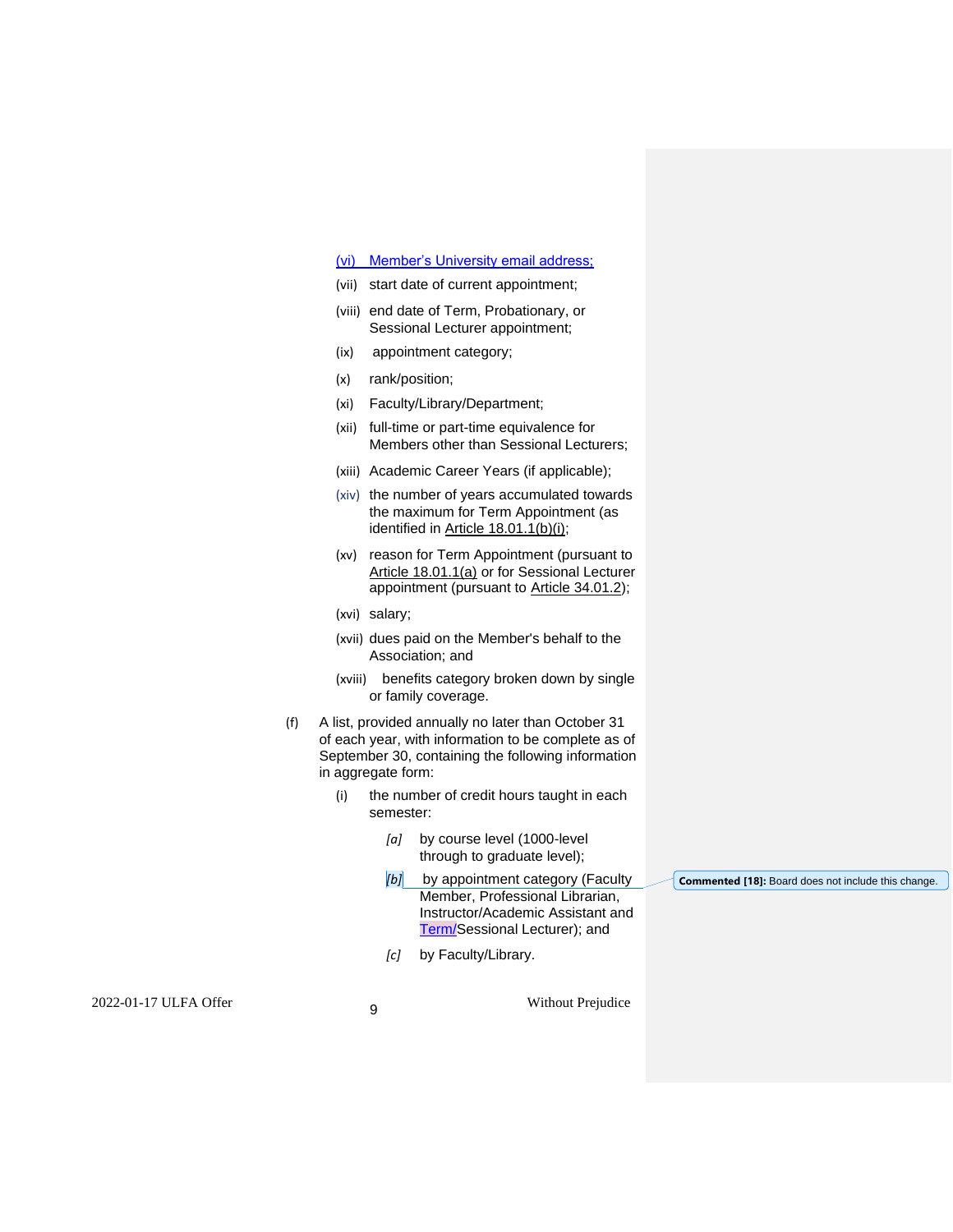(vi) Member's University email address;

(vii) start date of current appointment;

(viii) end date of Term, Probationary, or Sessional Lecturer appointment;

(ix) appointment category;

(x) rank/position;

(xi) Faculty/Library/Department;

(xii) full-time or part-time equivalence for Members other than Sessional Lecturers;

(xiii) Academic Career Years (if applicable);

(xiv) the number of years accumulated towards the maximum for Term Appointment (as identified in Article 18.01.1(b)(i);

(xv) reason for Term Appointment (pursuant to Article 18.01.1(a) or for Sessional Lecturer appointment (pursuant to Article 34.01.2);

(xvi) salary;

(xvii) dues paid on the Member's behalf to the Association; and

(xviii) benefits category broken down by single or family coverage.

(f) A list, provided annually no later than October 31 of each year, with information to be complete as of September 30, containing the following information in aggregate form:

(i) the number of credit hours taught in each semester:

*[a]* by course level (1000-level through to graduate level);

*[b]* by appointment category (Faculty Member, Professional Librarian, Instructor/Academic Assistant and Term/Sessional Lecturer); and

*[c]* by Faculty/Library.

**Commented [18]:** Board does not include this change.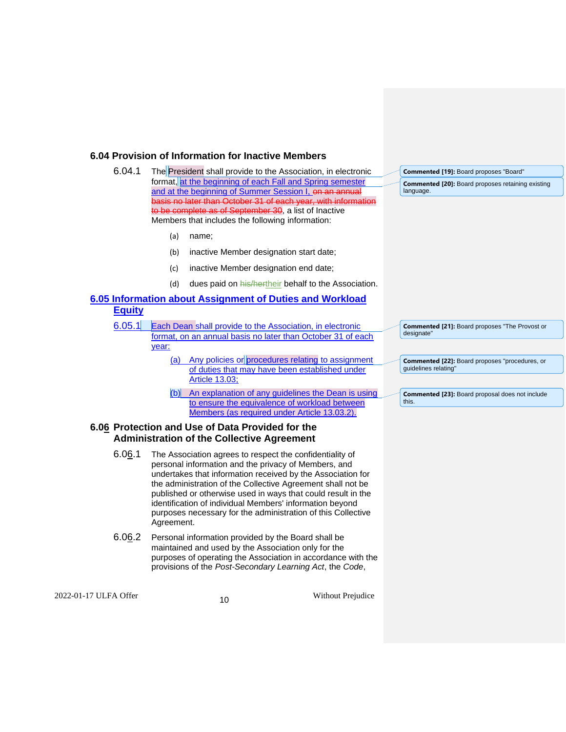### 6.04 Provision of Information for Inactive Members

6.04.1 The President shall provide to the Association, in electronic format, at the beginning of each Fall and Spring semester and at the beginning of Summer Session I, ~~on an annual basis no later than October 31 of each year, with information to be complete as of September 30~~, a list of Inactive Members that includes the following information:

(a) name;

(b) inactive Member designation start date;

(c) inactive Member designation end date;

(d) dues paid on ~~his/her~~their behalf to the Association.

### 6.05 Information about Assignment of Duties and Workload Equity

6.05.1 Each Dean shall provide to the Association, in electronic format, on an annual basis no later than October 31 of each year:

(a) Any policies or procedures relating to assignment of duties that may have been established under Article 13.03;

(b) An explanation of any guidelines the Dean is using to ensure the equivalence of workload between Members (as required under Article 13.03.2).

### 6.06 Protection and Use of Data Provided for the Administration of the Collective Agreement

6.06.1 The Association agrees to respect the confidentiality of personal information and the privacy of Members, and undertakes that information received by the Association for the administration of the Collective Agreement shall not be published or otherwise used in ways that could result in the identification of individual Members' information beyond purposes necessary for the administration of this Collective Agreement.

6.06.2 Personal information provided by the Board shall be maintained and used by the Association only for the purposes of operating the Association in accordance with the provisions of the *Post-Secondary Learning Act*, the *Code*,

**Commented [19]:** Board proposes "Board"

**Commented [20]:** Board proposes retaining existing language.

**Commented [21]:** Board proposes "The Provost or designate"

**Commented [22]:** Board proposes "procedures, or guidelines relating"

**Commented [23]:** Board proposal does not include this.

2022-01-17 ULFA Offer — Without Prejudice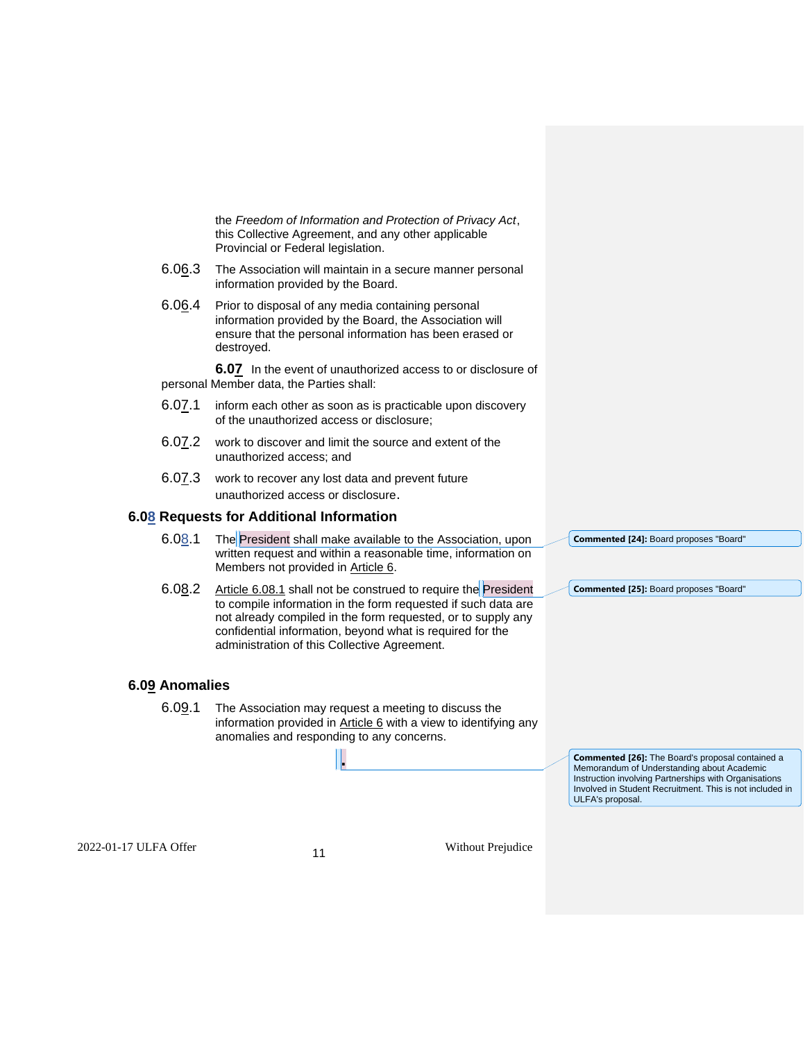the *Freedom of Information and Protection of Privacy Act*, this Collective Agreement, and any other applicable Provincial or Federal legislation.

6.06.3 The Association will maintain in a secure manner personal information provided by the Board.

6.06.4 Prior to disposal of any media containing personal information provided by the Board, the Association will ensure that the personal information has been erased or destroyed.

**6.07** In the event of unauthorized access to or disclosure of personal Member data, the Parties shall:

6.07.1 inform each other as soon as is practicable upon discovery of the unauthorized access or disclosure;

6.07.2 work to discover and limit the source and extent of the unauthorized access; and

6.07.3 work to recover any lost data and prevent future unauthorized access or disclosure.

### 6.08 Requests for Additional Information

6.08.1 The President shall make available to the Association, upon written request and within a reasonable time, information on Members not provided in Article 6.

6.08.2 Article 6.08.1 shall not be construed to require the President to compile information in the form requested if such data are not already compiled in the form requested, or to supply any confidential information, beyond what is required for the administration of this Collective Agreement.

### 6.09 Anomalies

6.09.1 The Association may request a meeting to discuss the information provided in Article 6 with a view to identifying any anomalies and responding to any concerns.

**Commented [24]:** Board proposes "Board"

**Commented [25]:** Board proposes "Board"

**Commented [26]:** The Board's proposal contained a Memorandum of Understanding about Academic Instruction involving Partnerships with Organisations Involved in Student Recruitment. This is not included in ULFA's proposal.

2022-01-17 ULFA Offer — Without Prejudice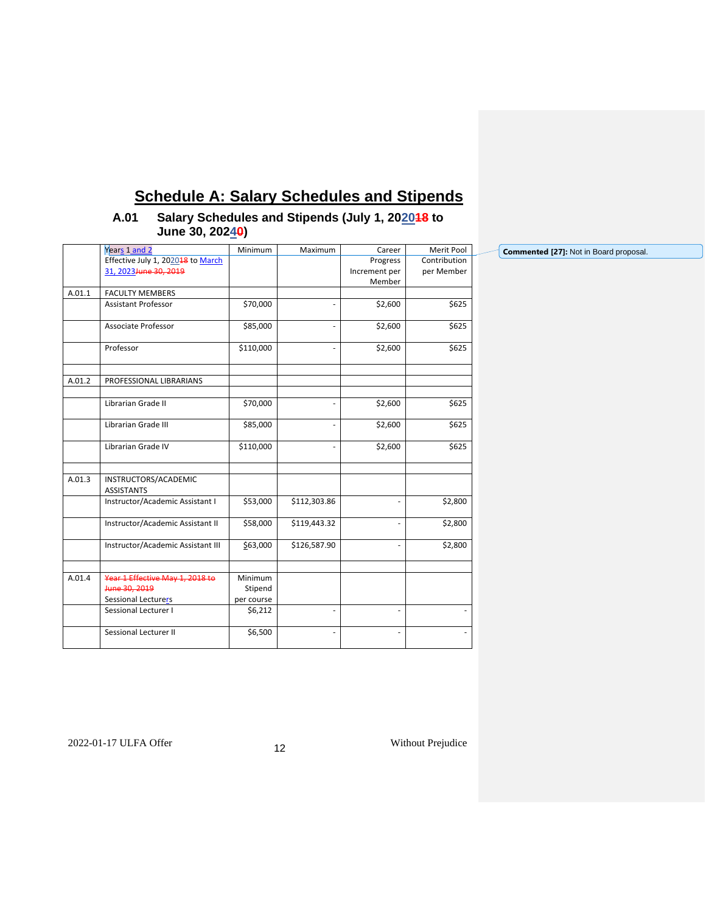# Schedule A: Salary Schedules and Stipends

## A.01 Salary Schedules and Stipends (July 1, 202018 to June 30, 202440)

| | Years 1 and 2<br>Effective July 1, 202018 to March 31, 2023June 30, 2019 | Minimum | Maximum | Career Progress Increment per Member | Merit Pool Contribution per Member |
|---|---|---|---|---|---|
| A.01.1 | FACULTY MEMBERS | | | | |
| | Assistant Professor | $70,000 | - | $2,600 | $625 |
| | Associate Professor | $85,000 | - | $2,600 | $625 |
| | Professor | $110,000 | - | $2,600 | $625 |
| | | | | | |
| A.01.2 | PROFESSIONAL LIBRARIANS | | | | |
| | | | | | |
| | Librarian Grade II | $70,000 | - | $2,600 | $625 |
| | Librarian Grade III | $85,000 | - | $2,600 | $625 |
| | Librarian Grade IV | $110,000 | - | $2,600 | $625 |
| | | | | | |
| A.01.3 | INSTRUCTORS/ACADEMIC ASSISTANTS | | | | |
| | Instructor/Academic Assistant I | $53,000 | $112,303.86 | - | $2,800 |
| | Instructor/Academic Assistant II | $58,000 | $119,443.32 | - | $2,800 |
| | Instructor/Academic Assistant III | $63,000 | $126,587.90 | - | $2,800 |
| | | | | | |
| A.01.4 | Year 1 Effective May 1, 2018 to June 30, 2019<br>Sessional Lecturers | Minimum Stipend per course | | | |
| | Sessional Lecturer I | $6,212 | - | - | - |
| | Sessional Lecturer II | $6,500 | - | - | - |

Commented [27]: Not in Board proposal.

2022-01-17 ULFA Offer Without Prejudice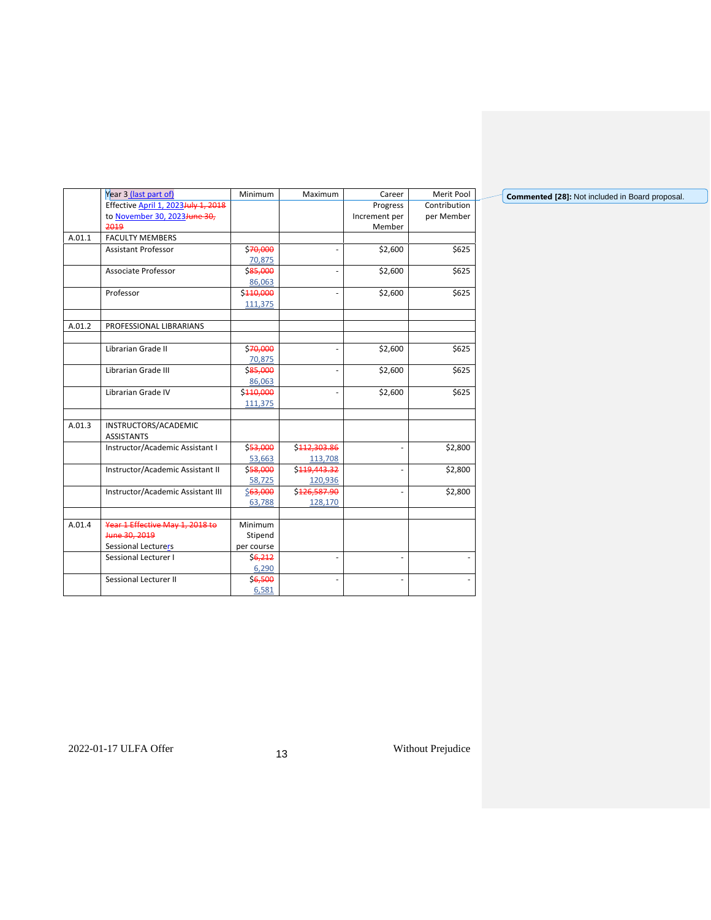| | Year 3 (last part of) Effective April 1, 2023~~July 1, 2018~~ to November 30, 2023~~June 30, 2019~~ | Minimum | Maximum | Career Progress Increment per Member | Merit Pool Contribution per Member |
|---|---|---|---|---|---|
| A.01.1 | FACULTY MEMBERS | | | | |
| | Assistant Professor | $~~70,000~~ 70,875 | - | $2,600 | $625 |
| | Associate Professor | $~~85,000~~ 86,063 | - | $2,600 | $625 |
| | Professor | $~~110,000~~ 111,375 | - | $2,600 | $625 |
| | | | | | |
| A.01.2 | PROFESSIONAL LIBRARIANS | | | | |
| | | | | | |
| | Librarian Grade II | $~~70,000~~ 70,875 | - | $2,600 | $625 |
| | Librarian Grade III | $~~85,000~~ 86,063 | - | $2,600 | $625 |
| | Librarian Grade IV | $~~110,000~~ 111,375 | - | $2,600 | $625 |
| | | | | | |
| A.01.3 | INSTRUCTORS/ACADEMIC ASSISTANTS | | | | |
| | Instructor/Academic Assistant I | $~~53,000~~ 53,663 | $~~112,303.86~~ 113,708 | - | $2,800 |
| | Instructor/Academic Assistant II | $~~58,000~~ 58,725 | $~~119,443.32~~ 120,936 | - | $2,800 |
| | Instructor/Academic Assistant III | $~~63,000~~ 63,788 | $~~126,587.90~~ 128,170 | - | $2,800 |
| | | | | | |
| A.01.4 | ~~Year 1 Effective May 1, 2018 to June 30, 2019~~ Sessional Lecturers | Minimum Stipend per course | | | |
| | Sessional Lecturer I | $~~6,212~~ 6,290 | - | - | - |
| | Sessional Lecturer II | $~~6,500~~ 6,581 | - | - | - |

Commented [28]: Not included in Board proposal.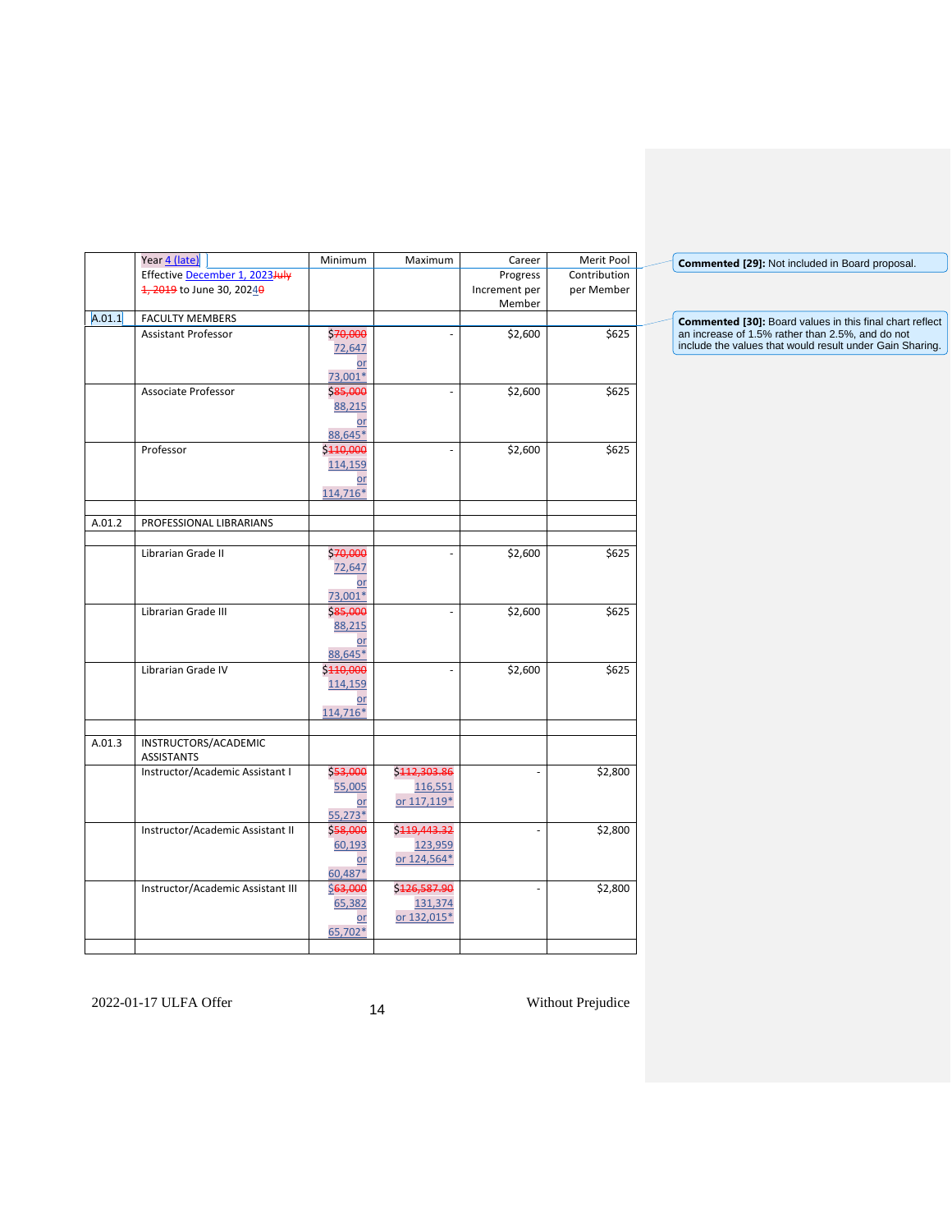| | Year 4 (late) Effective December 1, 2023~~July 1, 2019~~ to June 30, 2024~~0~~ | Minimum | Maximum | Career Progress Increment per Member | Merit Pool Contribution per Member |
|---|---|---|---|---|---|
| A.01.1 | FACULTY MEMBERS | | | | |
| | Assistant Professor | $~~70,000~~ 72,647 or 73,001* | - | $2,600 | $625 |
| | Associate Professor | $~~85,000~~ 88,215 or 88,645* | - | $2,600 | $625 |
| | Professor | $~~110,000~~ 114,159 or 114,716* | - | $2,600 | $625 |
| | | | | | |
| A.01.2 | PROFESSIONAL LIBRARIANS | | | | |
| | | | | | |
| | Librarian Grade II | $~~70,000~~ 72,647 or 73,001* | - | $2,600 | $625 |
| | Librarian Grade III | $~~85,000~~ 88,215 or 88,645* | - | $2,600 | $625 |
| | Librarian Grade IV | $~~110,000~~ 114,159 or 114,716* | - | $2,600 | $625 |
| | | | | | |
| A.01.3 | INSTRUCTORS/ACADEMIC ASSISTANTS | | | | |
| | Instructor/Academic Assistant I | $~~53,000~~ 55,005 or 55,273* | $~~112,303.86~~ 116,551 or 117,119* | - | $2,800 |
| | Instructor/Academic Assistant II | $~~58,000~~ 60,193 or 60,487* | $~~119,443.32~~ 123,959 or 124,564* | - | $2,800 |
| | Instructor/Academic Assistant III | $~~63,000~~ 65,382 or 65,702* | $~~126,587.90~~ 131,374 or 132,015* | - | $2,800 |
| | | | | | |

**Commented [29]:** Not included in Board proposal.

**Commented [30]:** Board values in this final chart reflect an increase of 1.5% rather than 2.5%, and do not include the values that would result under Gain Sharing.

2022-01-17 ULFA Offer — Without Prejudice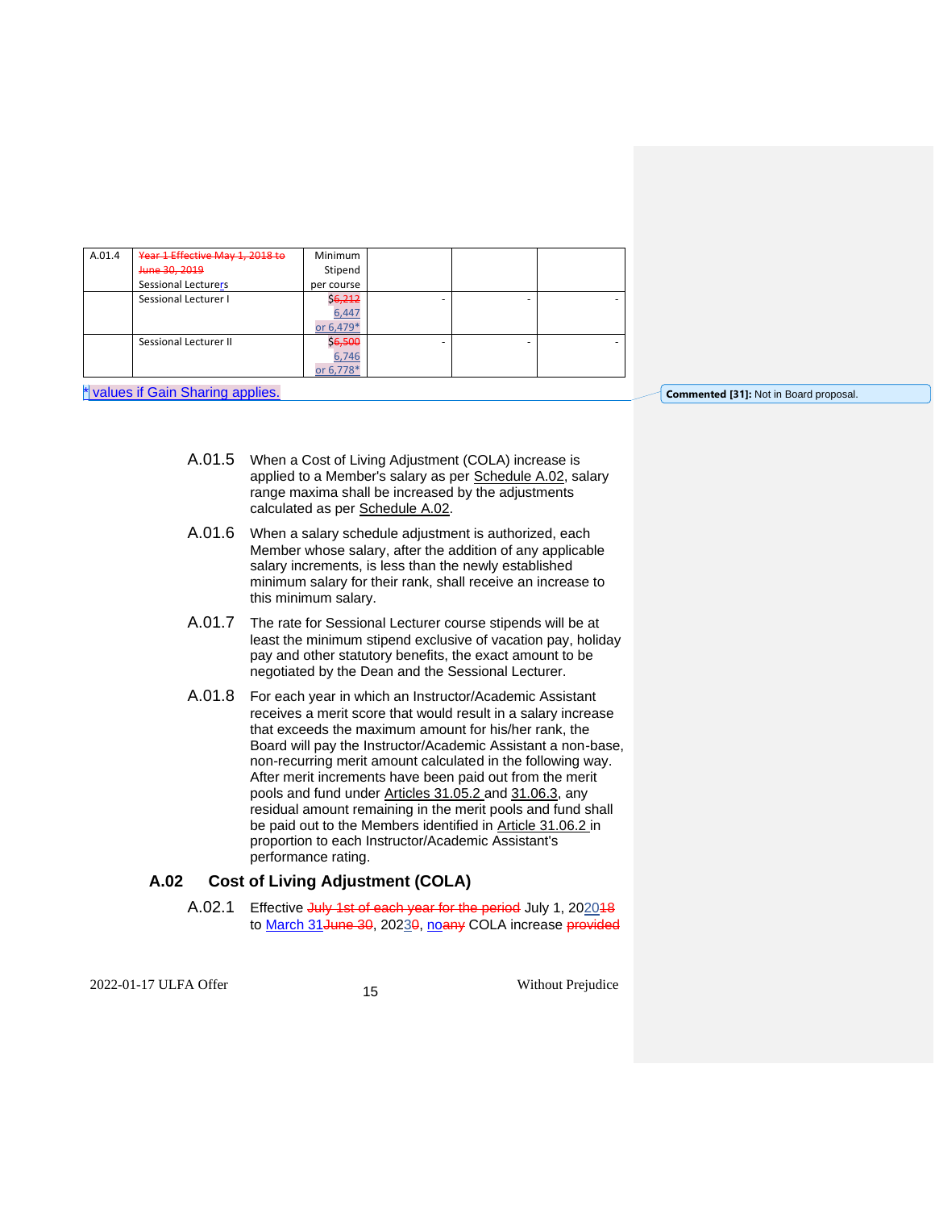| | | | | | |
|---|---|---|---|---|---|
| A.01.4 | ~~Year 1 Effective May 1, 2018 to June 30, 2019~~ Sessional Lecturers | Minimum Stipend per course | | | |
| | Sessional Lecturer I | $~~6,212~~ 6,447 or 6,479* | - | - | - |
| | Sessional Lecturer II | $~~6,500~~ 6,746 or 6,778* | - | - | - |

* values if Gain Sharing applies.

Commented [31]: Not in Board proposal.

A.01.5 When a Cost of Living Adjustment (COLA) increase is applied to a Member's salary as per Schedule A.02, salary range maxima shall be increased by the adjustments calculated as per Schedule A.02.

A.01.6 When a salary schedule adjustment is authorized, each Member whose salary, after the addition of any applicable salary increments, is less than the newly established minimum salary for their rank, shall receive an increase to this minimum salary.

A.01.7 The rate for Sessional Lecturer course stipends will be at least the minimum stipend exclusive of vacation pay, holiday pay and other statutory benefits, the exact amount to be negotiated by the Dean and the Sessional Lecturer.

A.01.8 For each year in which an Instructor/Academic Assistant receives a merit score that would result in a salary increase that exceeds the maximum amount for his/her rank, the Board will pay the Instructor/Academic Assistant a non-base, non-recurring merit amount calculated in the following way. After merit increments have been paid out from the merit pools and fund under Articles 31.05.2 and 31.06.3, any residual amount remaining in the merit pools and fund shall be paid out to the Members identified in Article 31.06.2 in proportion to each Instructor/Academic Assistant's performance rating.

## A.02 Cost of Living Adjustment (COLA)

A.02.1 Effective ~~July 1st of each year for the period~~ July 1, 20~~18~~20 to March 31~~June 30~~, 202~~0~~3, no~~any~~ COLA increase ~~provided~~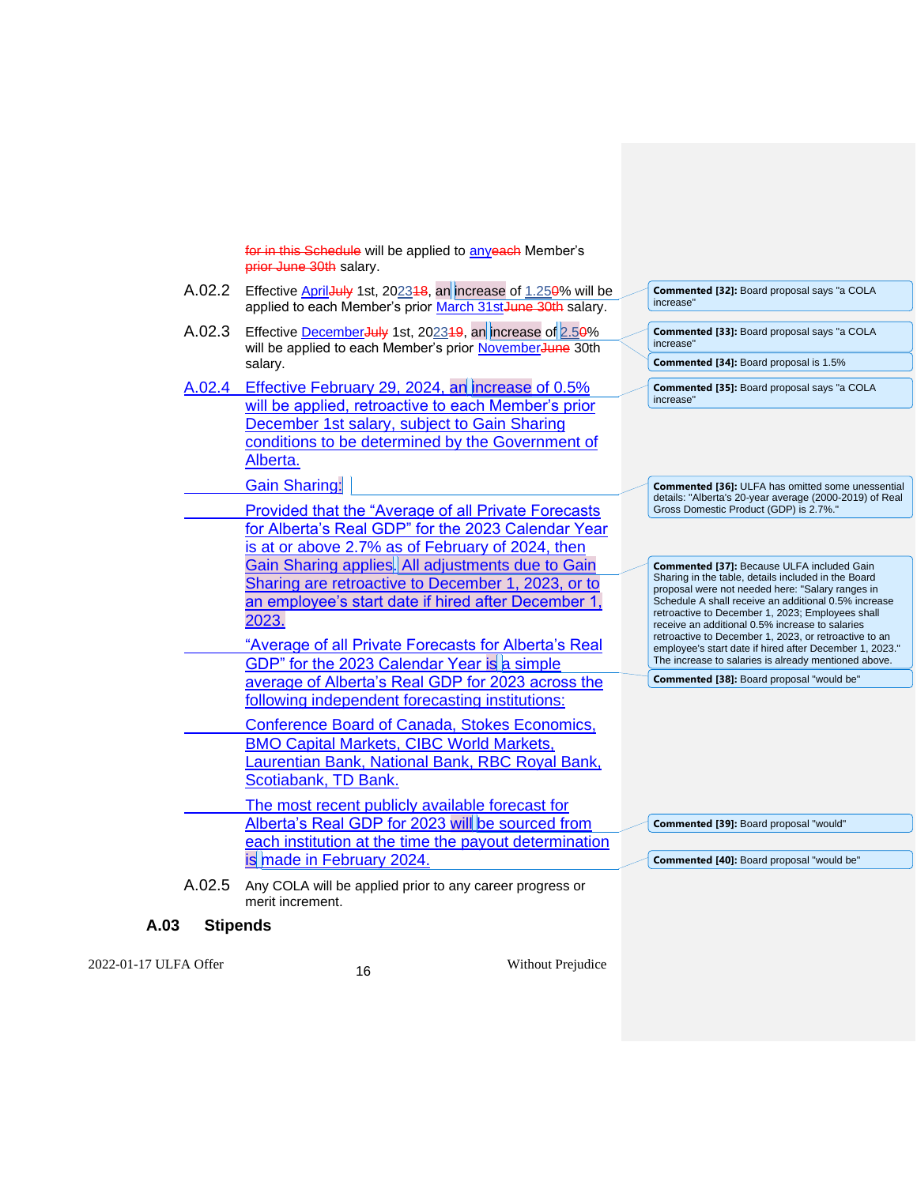~~for in this Schedule~~ will be applied to anyeach Member's ~~prior June 30th~~ salary.

A.02.2 Effective AprilJuly 1st, 202318, an increase of 1.250% will be applied to each Member's prior March 31stJune 30th salary.

A.02.3 Effective DecemberJuly 1st, 202319, an increase of 2.50% will be applied to each Member's prior NovemberJune 30th salary.

A.02.4 Effective February 29, 2024, an increase of 0.5% will be applied, retroactive to each Member's prior December 1st salary, subject to Gain Sharing conditions to be determined by the Government of Alberta.

Gain Sharing:

Provided that the "Average of all Private Forecasts for Alberta's Real GDP" for the 2023 Calendar Year is at or above 2.7% as of February of 2024, then Gain Sharing applies. All adjustments due to Gain Sharing are retroactive to December 1, 2023, or to an employee's start date if hired after December 1, 2023.

"Average of all Private Forecasts for Alberta's Real GDP" for the 2023 Calendar Year is a simple average of Alberta's Real GDP for 2023 across the following independent forecasting institutions:

Conference Board of Canada, Stokes Economics, BMO Capital Markets, CIBC World Markets, Laurentian Bank, National Bank, RBC Royal Bank, Scotiabank, TD Bank.

The most recent publicly available forecast for Alberta's Real GDP for 2023 will be sourced from each institution at the time the payout determination is made in February 2024.

A.02.5 Any COLA will be applied prior to any career progress or merit increment.

## A.03 Stipends

**Commented [32]:** Board proposal says "a COLA increase"

**Commented [33]:** Board proposal says "a COLA increase"

**Commented [34]:** Board proposal is 1.5%

**Commented [35]:** Board proposal says "a COLA increase"

**Commented [36]:** ULFA has omitted some unessential details: "Alberta's 20-year average (2000-2019) of Real Gross Domestic Product (GDP) is 2.7%."

**Commented [37]:** Because ULFA included Gain Sharing in the table, details included in the Board proposal were not needed here: "Salary ranges in Schedule A shall receive an additional 0.5% increase retroactive to December 1, 2023; Employees shall receive an additional 0.5% increase to salaries retroactive to December 1, 2023, or retroactive to an employee's start date if hired after December 1, 2023." The increase to salaries is already mentioned above.

**Commented [38]:** Board proposal "would be"

**Commented [39]:** Board proposal "would"

**Commented [40]:** Board proposal "would be"

2022-01-17 ULFA Offer — Without Prejudice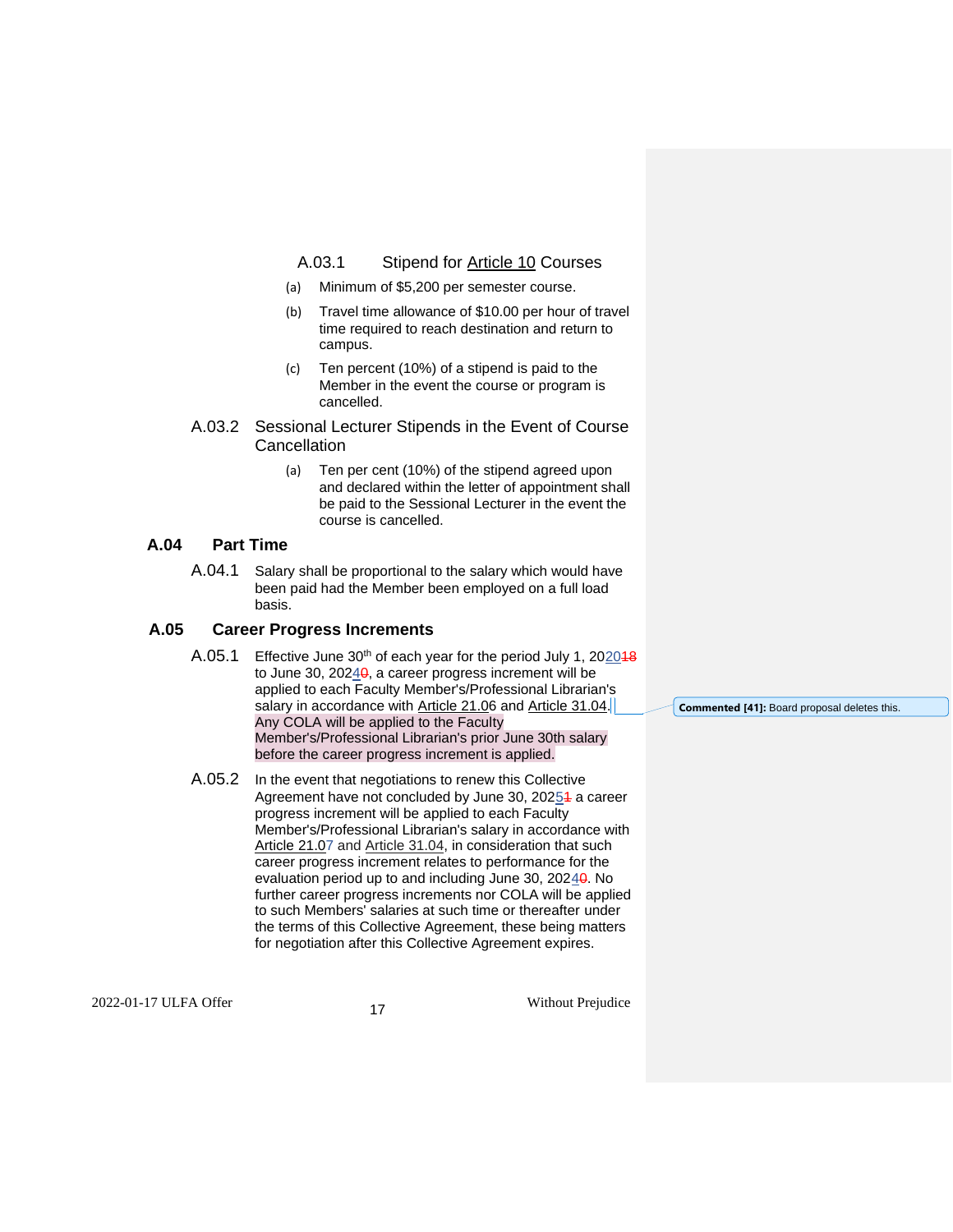#### A.03.1 Stipend for Article 10 Courses

(a) Minimum of $5,200 per semester course.

(b) Travel time allowance of $10.00 per hour of travel time required to reach destination and return to campus.

(c) Ten percent (10%) of a stipend is paid to the Member in the event the course or program is cancelled.

#### A.03.2 Sessional Lecturer Stipends in the Event of Course Cancellation

(a) Ten per cent (10%) of the stipend agreed upon and declared within the letter of appointment shall be paid to the Sessional Lecturer in the event the course is cancelled.

### A.04 Part Time

A.04.1 Salary shall be proportional to the salary which would have been paid had the Member been employed on a full load basis.

### A.05 Career Progress Increments

A.05.1 Effective June 30th of each year for the period July 1, 2020~~18~~ to June 30, 2024~~0~~, a career progress increment will be applied to each Faculty Member's/Professional Librarian's salary in accordance with Article 21.06 and Article 31.04. Any COLA will be applied to the Faculty Member's/Professional Librarian's prior June 30th salary before the career progress increment is applied.

> **Commented [41]:** Board proposal deletes this.

A.05.2 In the event that negotiations to renew this Collective Agreement have not concluded by June 30, 2025~~1~~ a career progress increment will be applied to each Faculty Member's/Professional Librarian's salary in accordance with Article 21.07 and Article 31.04, in consideration that such career progress increment relates to performance for the evaluation period up to and including June 30, 2024~~0~~. No further career progress increments nor COLA will be applied to such Members' salaries at such time or thereafter under the terms of this Collective Agreement, these being matters for negotiation after this Collective Agreement expires.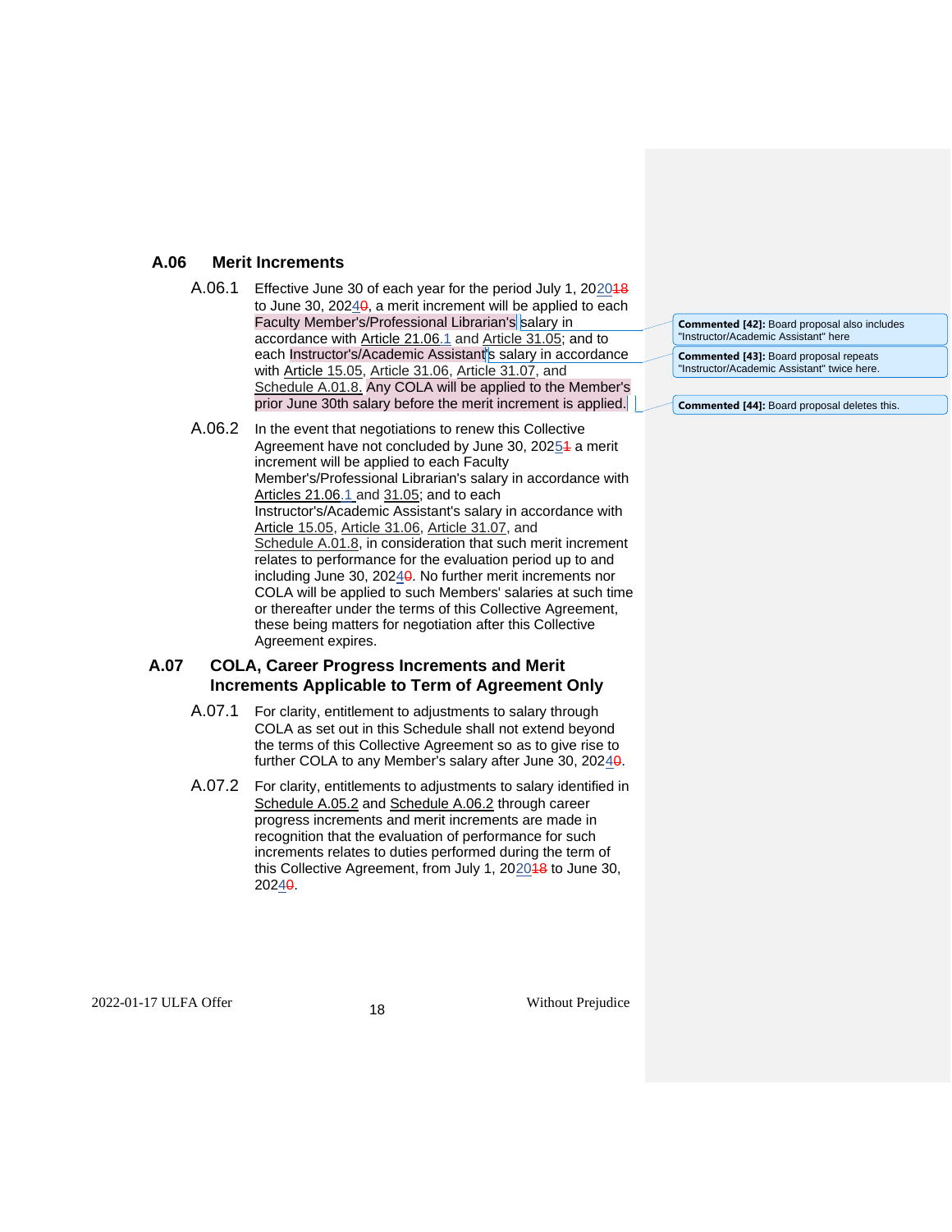## A.06 Merit Increments

A.06.1 Effective June 30 of each year for the period July 1, 2020~~18~~ to June 30, 2024~~0~~, a merit increment will be applied to each Faculty Member's/Professional Librarian's salary in accordance with Article 21.06.1 and Article 31.05; and to each Instructor's/Academic Assistant's salary in accordance with Article 15.05, Article 31.06, Article 31.07, and Schedule A.01.8. Any COLA will be applied to the Member's prior June 30th salary before the merit increment is applied.

A.06.2 In the event that negotiations to renew this Collective Agreement have not concluded by June 30, 2025~~1~~ a merit increment will be applied to each Faculty Member's/Professional Librarian's salary in accordance with Articles 21.06.1 and 31.05; and to each Instructor's/Academic Assistant's salary in accordance with Article 15.05, Article 31.06, Article 31.07, and Schedule A.01.8, in consideration that such merit increment relates to performance for the evaluation period up to and including June 30, 2024~~0~~. No further merit increments nor COLA will be applied to such Members' salaries at such time or thereafter under the terms of this Collective Agreement, these being matters for negotiation after this Collective Agreement expires.

## A.07 COLA, Career Progress Increments and Merit Increments Applicable to Term of Agreement Only

A.07.1 For clarity, entitlement to adjustments to salary through COLA as set out in this Schedule shall not extend beyond the terms of this Collective Agreement so as to give rise to further COLA to any Member's salary after June 30, 2024~~0~~.

A.07.2 For clarity, entitlements to adjustments to salary identified in Schedule A.05.2 and Schedule A.06.2 through career progress increments and merit increments are made in recognition that the evaluation of performance for such increments relates to duties performed during the term of this Collective Agreement, from July 1, 2020~~18~~ to June 30, 2024~~0~~.

**Commented [42]:** Board proposal also includes "Instructor/Academic Assistant" here

**Commented [43]:** Board proposal repeats "Instructor/Academic Assistant" twice here.

**Commented [44]:** Board proposal deletes this.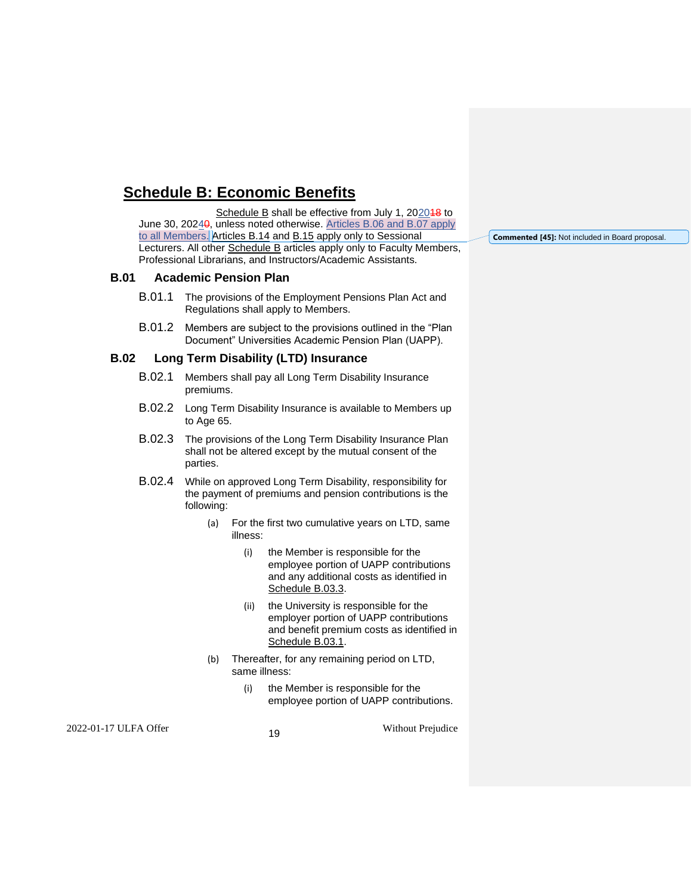# Schedule B: Economic Benefits

Schedule B shall be effective from July 1, 202018 to June 30, 20240, unless noted otherwise. Articles B.06 and B.07 apply to all Members. Articles B.14 and B.15 apply only to Sessional Lecturers. All other Schedule B articles apply only to Faculty Members, Professional Librarians, and Instructors/Academic Assistants.

**Commented [45]:** Not included in Board proposal.

## B.01 Academic Pension Plan

B.01.1 The provisions of the Employment Pensions Plan Act and Regulations shall apply to Members.

B.01.2 Members are subject to the provisions outlined in the "Plan Document" Universities Academic Pension Plan (UAPP).

## B.02 Long Term Disability (LTD) Insurance

B.02.1 Members shall pay all Long Term Disability Insurance premiums.

B.02.2 Long Term Disability Insurance is available to Members up to Age 65.

B.02.3 The provisions of the Long Term Disability Insurance Plan shall not be altered except by the mutual consent of the parties.

B.02.4 While on approved Long Term Disability, responsibility for the payment of premiums and pension contributions is the following:

(a) For the first two cumulative years on LTD, same illness:

(i) the Member is responsible for the employee portion of UAPP contributions and any additional costs as identified in Schedule B.03.3.

(ii) the University is responsible for the employer portion of UAPP contributions and benefit premium costs as identified in Schedule B.03.1.

(b) Thereafter, for any remaining period on LTD, same illness:

(i) the Member is responsible for the employee portion of UAPP contributions.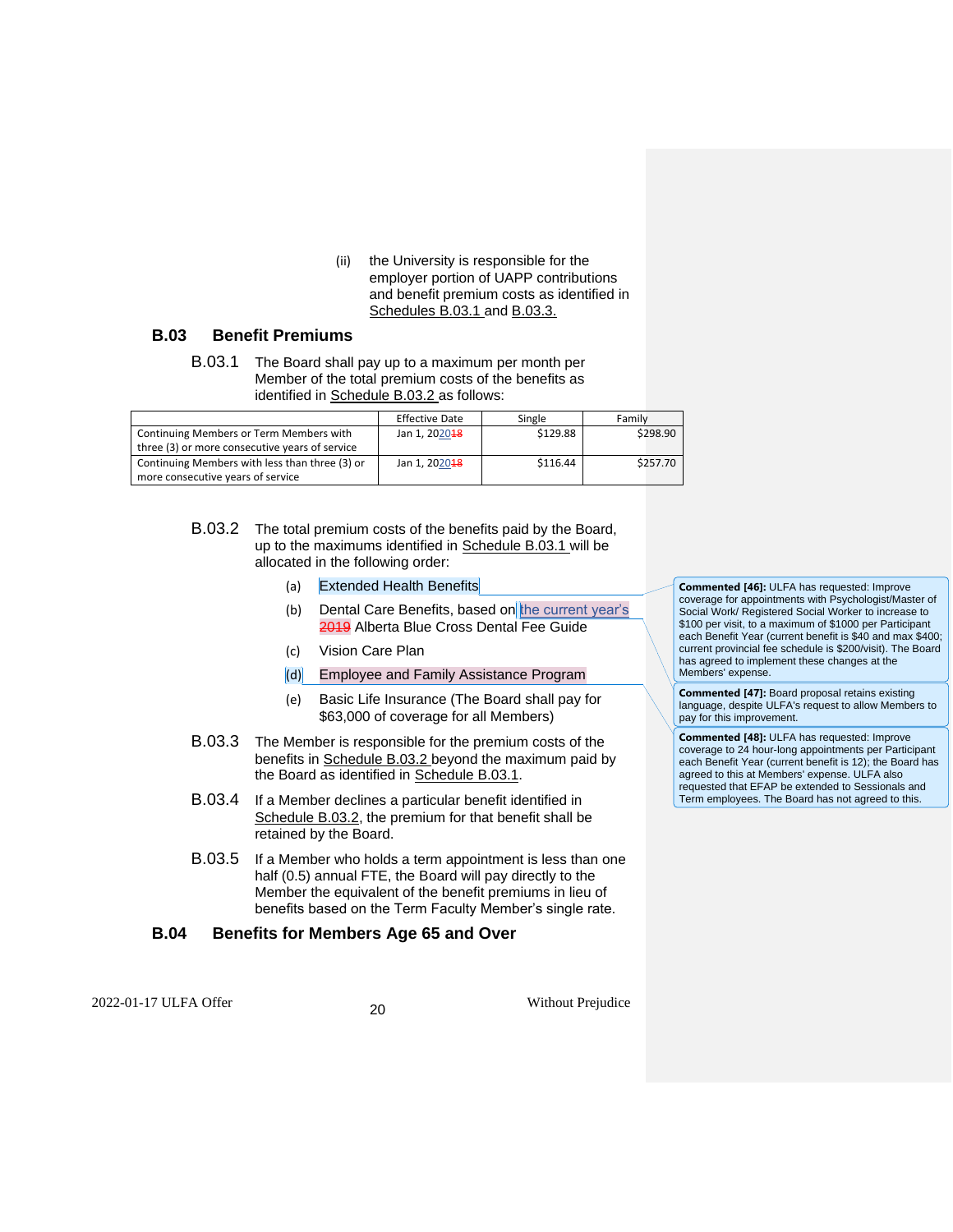(ii) the University is responsible for the employer portion of UAPP contributions and benefit premium costs as identified in Schedules B.03.1 and B.03.3.

## B.03 Benefit Premiums

B.03.1 The Board shall pay up to a maximum per month per Member of the total premium costs of the benefits as identified in Schedule B.03.2 as follows:

| | Effective Date | Single | Family |
|---|---|---|---|
| Continuing Members or Term Members with three (3) or more consecutive years of service | Jan 1, 202018 | $129.88 | $298.90 |
| Continuing Members with less than three (3) or more consecutive years of service | Jan 1, 202018 | $116.44 | $257.70 |

B.03.2 The total premium costs of the benefits paid by the Board, up to the maximums identified in Schedule B.03.1 will be allocated in the following order:

(a) Extended Health Benefits

(b) Dental Care Benefits, based on the current year's ~~2019~~ Alberta Blue Cross Dental Fee Guide

(c) Vision Care Plan

(d) Employee and Family Assistance Program

(e) Basic Life Insurance (The Board shall pay for $63,000 of coverage for all Members)

B.03.3 The Member is responsible for the premium costs of the benefits in Schedule B.03.2 beyond the maximum paid by the Board as identified in Schedule B.03.1.

B.03.4 If a Member declines a particular benefit identified in Schedule B.03.2, the premium for that benefit shall be retained by the Board.

B.03.5 If a Member who holds a term appointment is less than one half (0.5) annual FTE, the Board will pay directly to the Member the equivalent of the benefit premiums in lieu of benefits based on the Term Faculty Member's single rate.

## B.04 Benefits for Members Age 65 and Over

**Commented [46]:** ULFA has requested: Improve coverage for appointments with Psychologist/Master of Social Work/ Registered Social Worker to increase to $100 per visit, to a maximum of $1000 per Participant each Benefit Year (current benefit is $40 and max $400; current provincial fee schedule is $200/visit). The Board has agreed to implement these changes at the Members' expense.

**Commented [47]:** Board proposal retains existing language, despite ULFA's request to allow Members to pay for this improvement.

**Commented [48]:** ULFA has requested: Improve coverage to 24 hour-long appointments per Participant each Benefit Year (current benefit is 12); the Board has agreed to this at Members' expense. ULFA also requested that EFAP be extended to Sessionals and Term employees. The Board has not agreed to this.

2022-01-17 ULFA Offer — Without Prejudice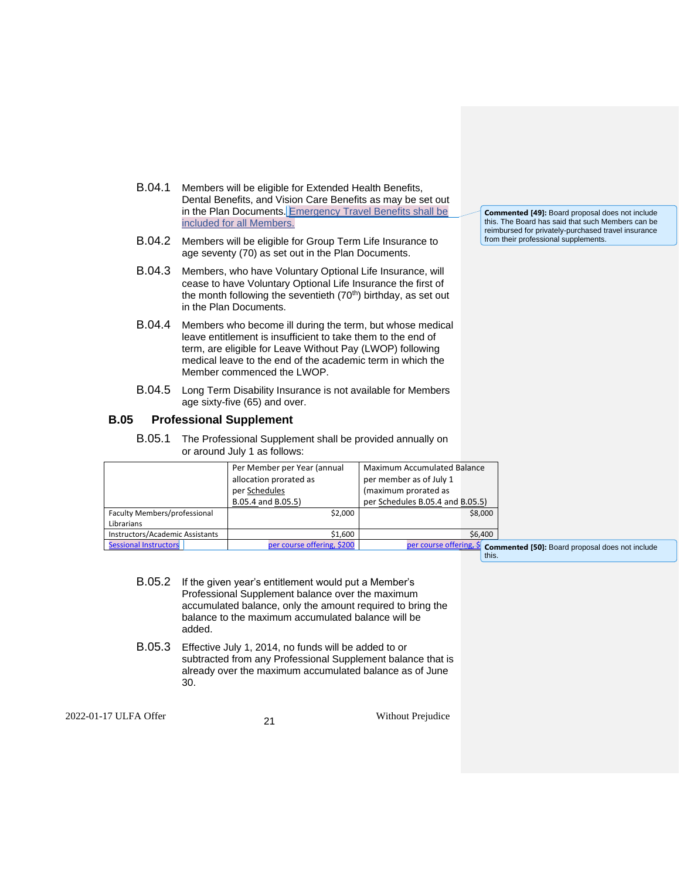B.04.1 Members will be eligible for Extended Health Benefits, Dental Benefits, and Vision Care Benefits as may be set out in the Plan Documents. Emergency Travel Benefits shall be included for all Members.

> **Commented [49]:** Board proposal does not include this. The Board has said that such Members can be reimbursed for privately-purchased travel insurance from their professional supplements.

B.04.2 Members will be eligible for Group Term Life Insurance to age seventy (70) as set out in the Plan Documents.

B.04.3 Members, who have Voluntary Optional Life Insurance, will cease to have Voluntary Optional Life Insurance the first of the month following the seventieth (70th) birthday, as set out in the Plan Documents.

B.04.4 Members who become ill during the term, but whose medical leave entitlement is insufficient to take them to the end of term, are eligible for Leave Without Pay (LWOP) following medical leave to the end of the academic term in which the Member commenced the LWOP.

B.04.5 Long Term Disability Insurance is not available for Members age sixty-five (65) and over.

## B.05 Professional Supplement

B.05.1 The Professional Supplement shall be provided annually on or around July 1 as follows:

| | Per Member per Year (annual allocation prorated as per Schedules B.05.4 and B.05.5) | Maximum Accumulated Balance per member as of July 1 (maximum prorated as per Schedules B.05.4 and B.05.5) |
|---|---|---|
| Faculty Members/professional Librarians | $2,000 | $8,000 |
| Instructors/Academic Assistants | $1,600 | $6,400 |
| Sessional Instructors | per course offering, $200 | per course offering, $ |

> **Commented [50]:** Board proposal does not include this.

B.05.2 If the given year's entitlement would put a Member's Professional Supplement balance over the maximum accumulated balance, only the amount required to bring the balance to the maximum accumulated balance will be added.

B.05.3 Effective July 1, 2014, no funds will be added to or subtracted from any Professional Supplement balance that is already over the maximum accumulated balance as of June 30.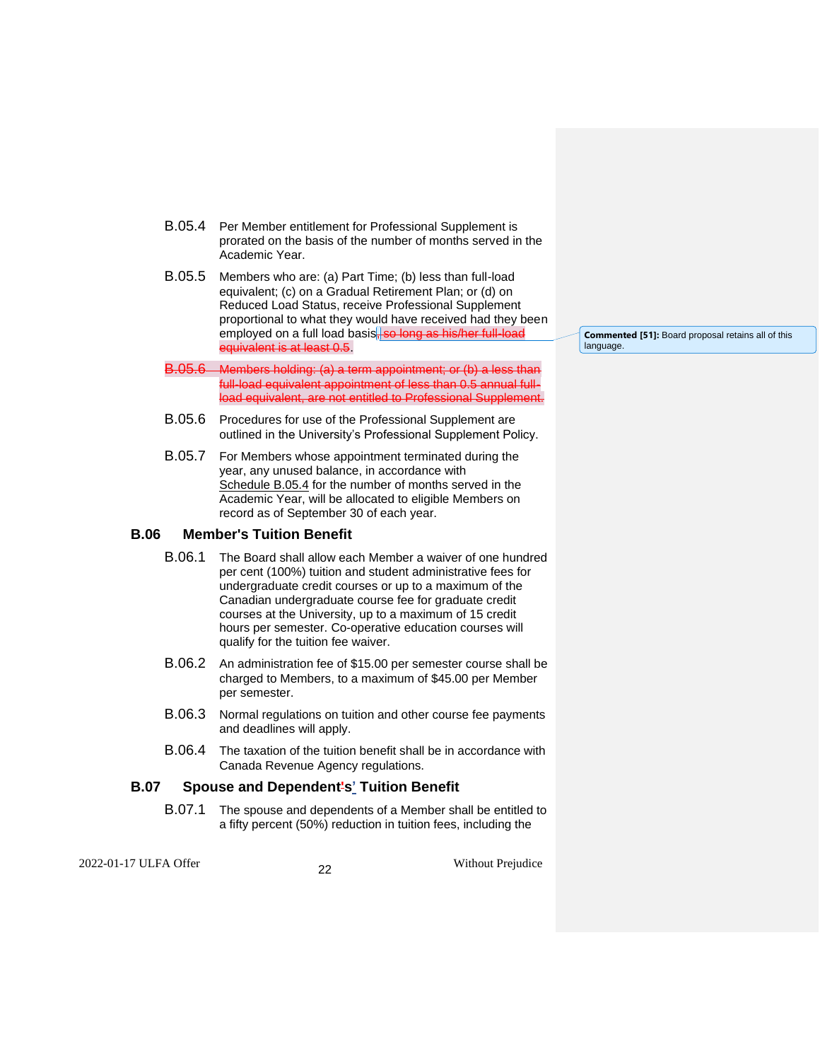B.05.4 Per Member entitlement for Professional Supplement is prorated on the basis of the number of months served in the Academic Year.

B.05.5 Members who are: (a) Part Time; (b) less than full-load equivalent; (c) on a Gradual Retirement Plan; or (d) on Reduced Load Status, receive Professional Supplement proportional to what they would have received had they been employed on a full load basis~~, so long as his/her full-load equivalent is at least 0.5~~.

Commented [51]: Board proposal retains all of this language.

~~B.05.6 Members holding: (a) a term appointment; or (b) a less than full-load equivalent appointment of less than 0.5 annual full-load equivalent, are not entitled to Professional Supplement.~~

B.05.6 Procedures for use of the Professional Supplement are outlined in the University's Professional Supplement Policy.

B.05.7 For Members whose appointment terminated during the year, any unused balance, in accordance with Schedule B.05.4 for the number of months served in the Academic Year, will be allocated to eligible Members on record as of September 30 of each year.

## B.06 Member's Tuition Benefit

B.06.1 The Board shall allow each Member a waiver of one hundred per cent (100%) tuition and student administrative fees for undergraduate credit courses or up to a maximum of the Canadian undergraduate course fee for graduate credit courses at the University, up to a maximum of 15 credit hours per semester. Co-operative education courses will qualify for the tuition fee waiver.

B.06.2 An administration fee of $15.00 per semester course shall be charged to Members, to a maximum of $45.00 per Member per semester.

B.06.3 Normal regulations on tuition and other course fee payments and deadlines will apply.

B.06.4 The taxation of the tuition benefit shall be in accordance with Canada Revenue Agency regulations.

## B.07 Spouse and Dependent~~'~~s' Tuition Benefit

B.07.1 The spouse and dependents of a Member shall be entitled to a fifty percent (50%) reduction in tuition fees, including the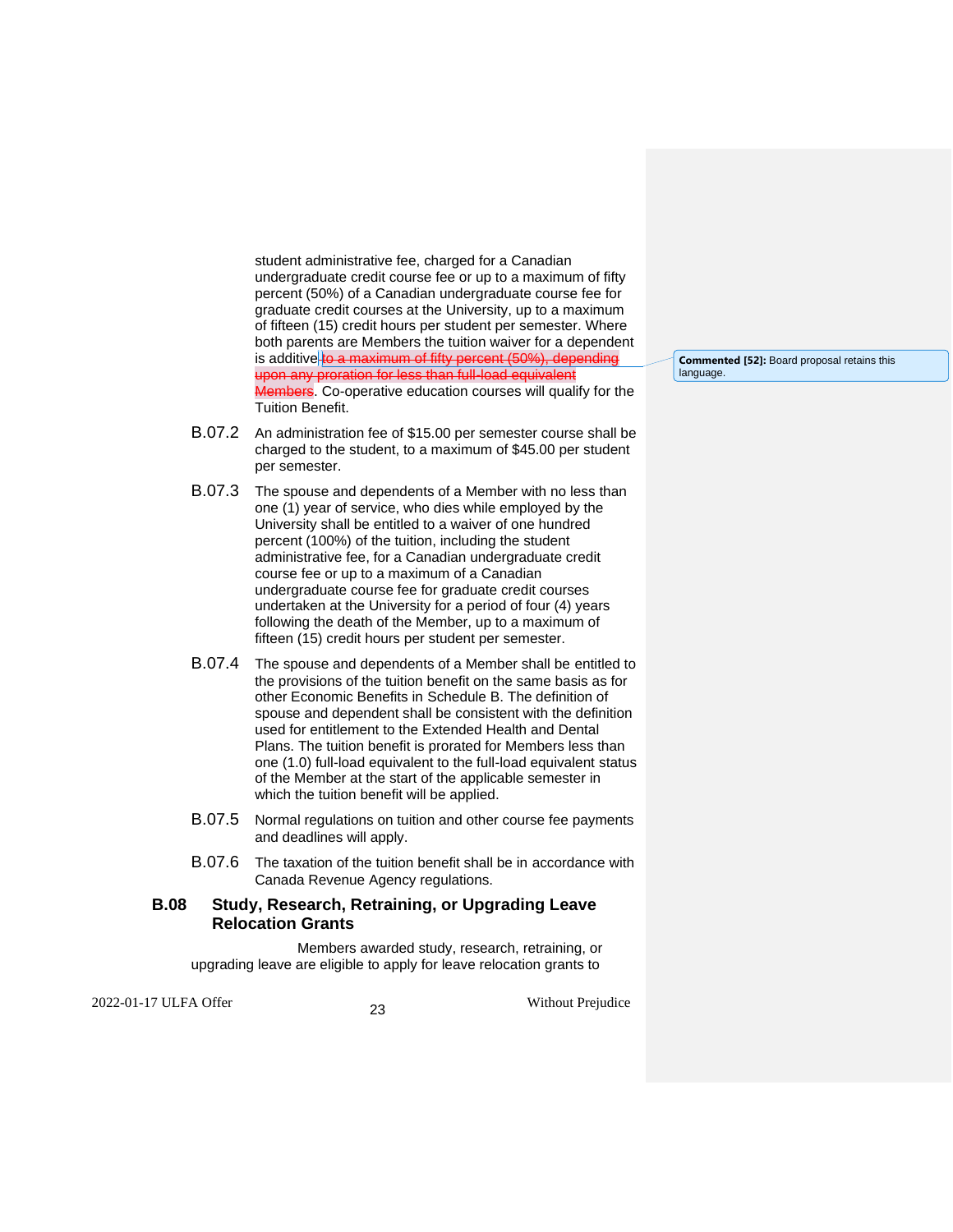student administrative fee, charged for a Canadian undergraduate credit course fee or up to a maximum of fifty percent (50%) of a Canadian undergraduate course fee for graduate credit courses at the University, up to a maximum of fifteen (15) credit hours per student per semester. Where both parents are Members the tuition waiver for a dependent is additive ~~to a maximum of fifty percent (50%), depending upon any proration for less than full-load equivalent Members~~. Co-operative education courses will qualify for the Tuition Benefit.

**Commented [52]:** Board proposal retains this language.

B.07.2 An administration fee of $15.00 per semester course shall be charged to the student, to a maximum of $45.00 per student per semester.

B.07.3 The spouse and dependents of a Member with no less than one (1) year of service, who dies while employed by the University shall be entitled to a waiver of one hundred percent (100%) of the tuition, including the student administrative fee, for a Canadian undergraduate credit course fee or up to a maximum of a Canadian undergraduate course fee for graduate credit courses undertaken at the University for a period of four (4) years following the death of the Member, up to a maximum of fifteen (15) credit hours per student per semester.

B.07.4 The spouse and dependents of a Member shall be entitled to the provisions of the tuition benefit on the same basis as for other Economic Benefits in Schedule B. The definition of spouse and dependent shall be consistent with the definition used for entitlement to the Extended Health and Dental Plans. The tuition benefit is prorated for Members less than one (1.0) full-load equivalent to the full-load equivalent status of the Member at the start of the applicable semester in which the tuition benefit will be applied.

B.07.5 Normal regulations on tuition and other course fee payments and deadlines will apply.

B.07.6 The taxation of the tuition benefit shall be in accordance with Canada Revenue Agency regulations.

## B.08 Study, Research, Retraining, or Upgrading Leave Relocation Grants

Members awarded study, research, retraining, or upgrading leave are eligible to apply for leave relocation grants to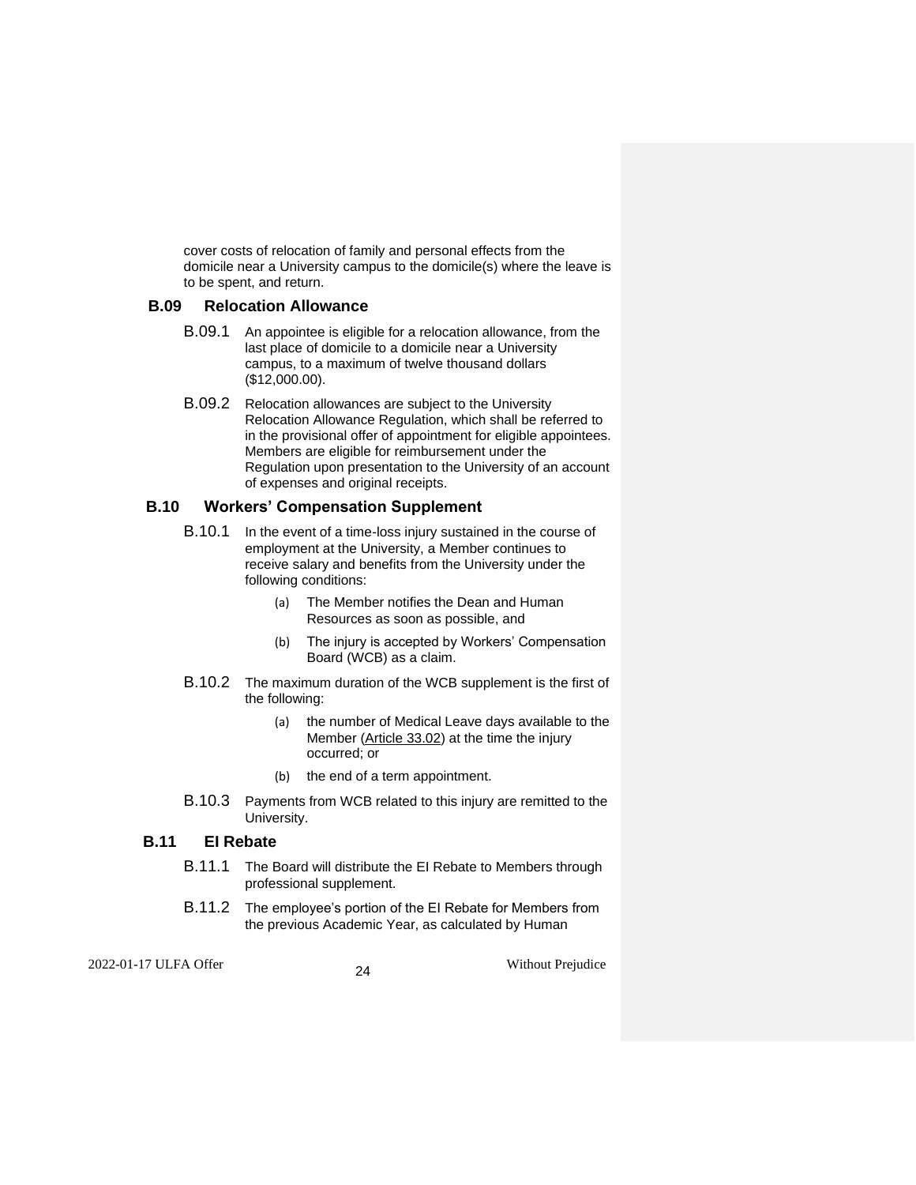cover costs of relocation of family and personal effects from the domicile near a University campus to the domicile(s) where the leave is to be spent, and return.

### B.09 Relocation Allowance

B.09.1 An appointee is eligible for a relocation allowance, from the last place of domicile to a domicile near a University campus, to a maximum of twelve thousand dollars ($12,000.00).

B.09.2 Relocation allowances are subject to the University Relocation Allowance Regulation, which shall be referred to in the provisional offer of appointment for eligible appointees. Members are eligible for reimbursement under the Regulation upon presentation to the University of an account of expenses and original receipts.

### B.10 Workers' Compensation Supplement

B.10.1 In the event of a time-loss injury sustained in the course of employment at the University, a Member continues to receive salary and benefits from the University under the following conditions:

- (a) The Member notifies the Dean and Human Resources as soon as possible, and
- (b) The injury is accepted by Workers' Compensation Board (WCB) as a claim.

B.10.2 The maximum duration of the WCB supplement is the first of the following:

- (a) the number of Medical Leave days available to the Member (Article 33.02) at the time the injury occurred; or
- (b) the end of a term appointment.

B.10.3 Payments from WCB related to this injury are remitted to the University.

### B.11 EI Rebate

B.11.1 The Board will distribute the EI Rebate to Members through professional supplement.

B.11.2 The employee's portion of the EI Rebate for Members from the previous Academic Year, as calculated by Human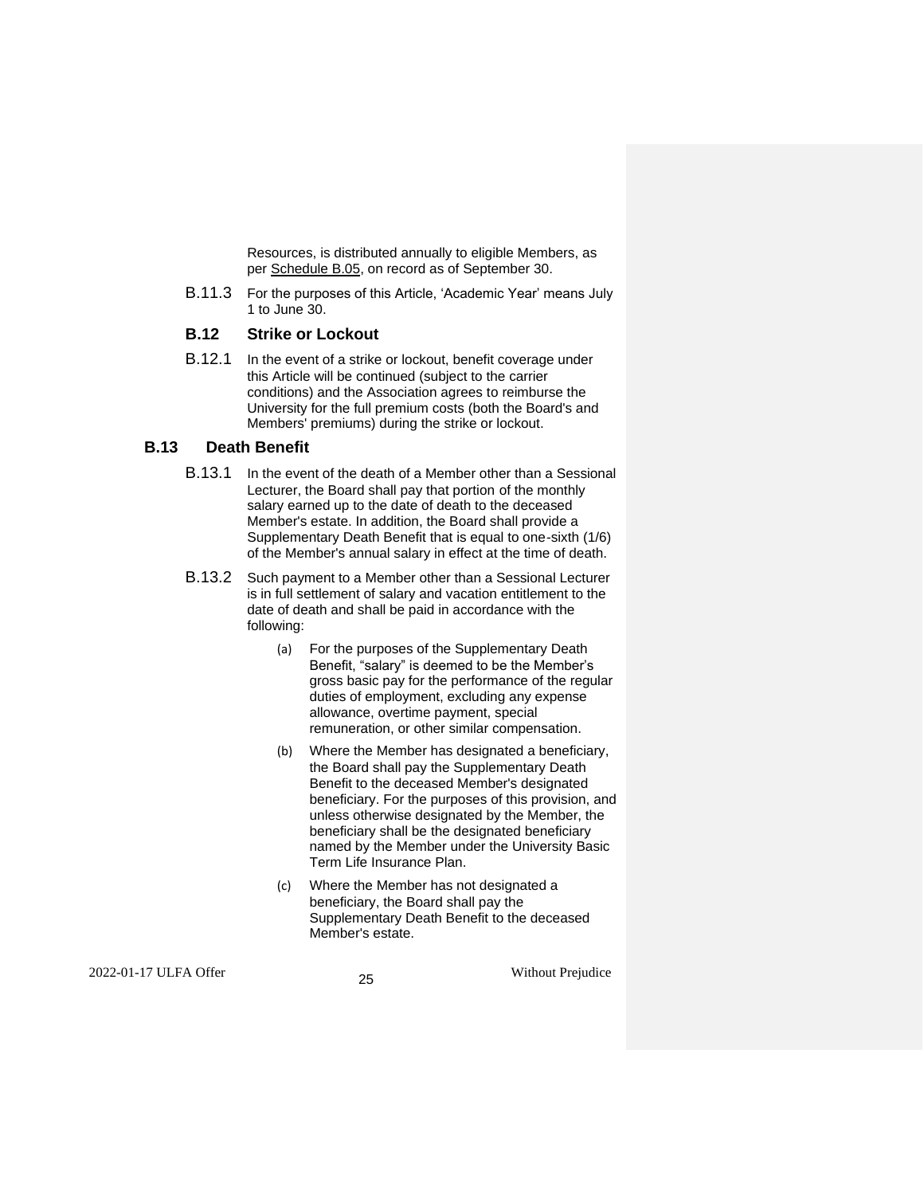Resources, is distributed annually to eligible Members, as per Schedule B.05, on record as of September 30.

B.11.3 For the purposes of this Article, 'Academic Year' means July 1 to June 30.

### B.12 Strike or Lockout

B.12.1 In the event of a strike or lockout, benefit coverage under this Article will be continued (subject to the carrier conditions) and the Association agrees to reimburse the University for the full premium costs (both the Board's and Members' premiums) during the strike or lockout.

## B.13 Death Benefit

B.13.1 In the event of the death of a Member other than a Sessional Lecturer, the Board shall pay that portion of the monthly salary earned up to the date of death to the deceased Member's estate. In addition, the Board shall provide a Supplementary Death Benefit that is equal to one-sixth (1/6) of the Member's annual salary in effect at the time of death.

B.13.2 Such payment to a Member other than a Sessional Lecturer is in full settlement of salary and vacation entitlement to the date of death and shall be paid in accordance with the following:

(a) For the purposes of the Supplementary Death Benefit, "salary" is deemed to be the Member's gross basic pay for the performance of the regular duties of employment, excluding any expense allowance, overtime payment, special remuneration, or other similar compensation.

(b) Where the Member has designated a beneficiary, the Board shall pay the Supplementary Death Benefit to the deceased Member's designated beneficiary. For the purposes of this provision, and unless otherwise designated by the Member, the beneficiary shall be the designated beneficiary named by the Member under the University Basic Term Life Insurance Plan.

(c) Where the Member has not designated a beneficiary, the Board shall pay the Supplementary Death Benefit to the deceased Member's estate.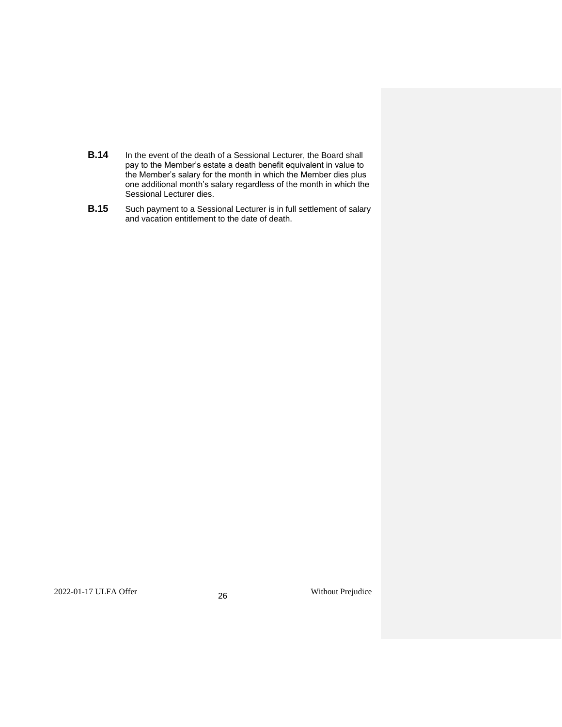**B.14** In the event of the death of a Sessional Lecturer, the Board shall pay to the Member's estate a death benefit equivalent in value to the Member's salary for the month in which the Member dies plus one additional month's salary regardless of the month in which the Sessional Lecturer dies.

**B.15** Such payment to a Sessional Lecturer is in full settlement of salary and vacation entitlement to the date of death.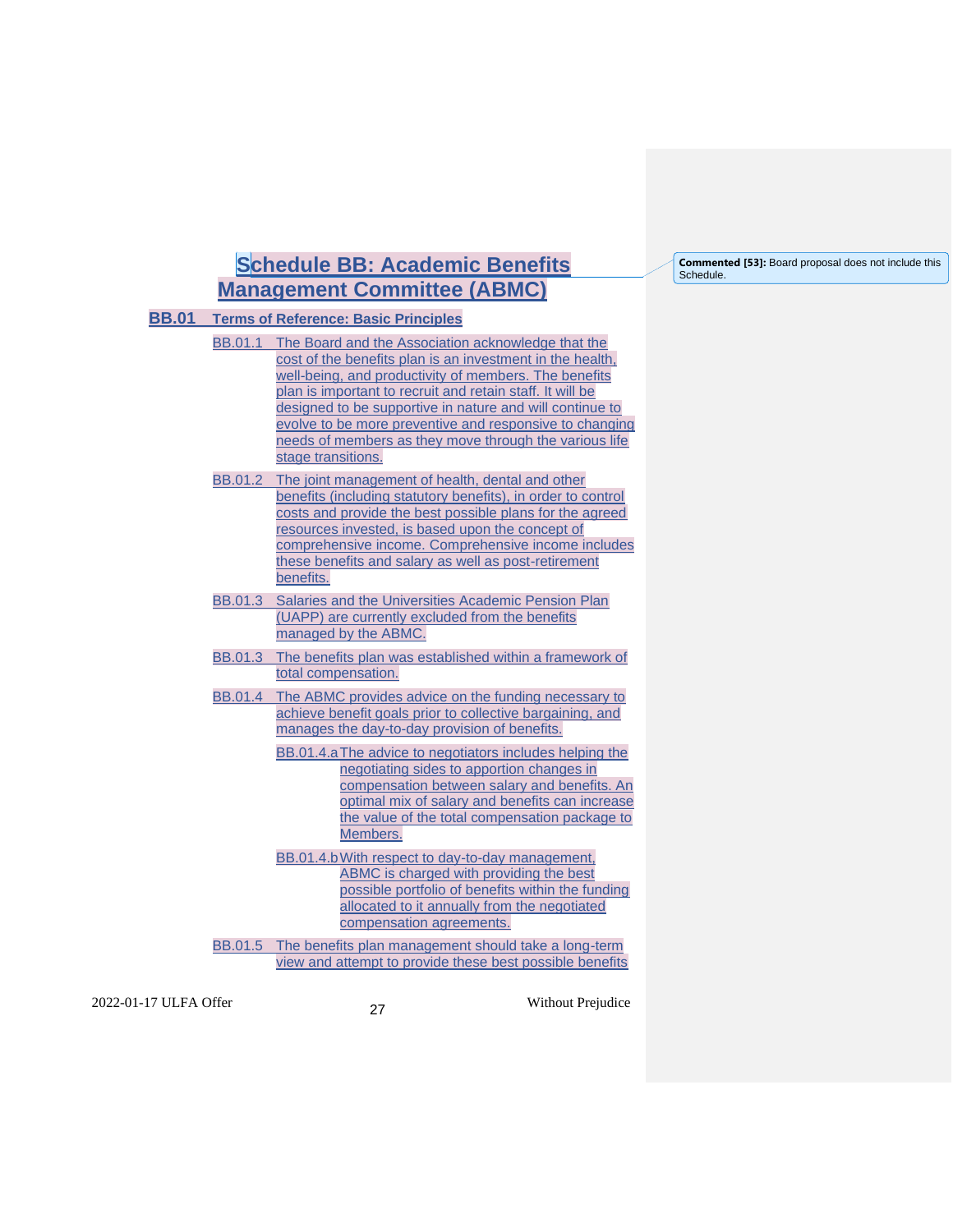# Schedule BB: Academic Benefits Management Committee (ABMC)

> Commented [53]: Board proposal does not include this Schedule.

## BB.01 Terms of Reference: Basic Principles

BB.01.1 The Board and the Association acknowledge that the cost of the benefits plan is an investment in the health, well-being, and productivity of members. The benefits plan is important to recruit and retain staff. It will be designed to be supportive in nature and will continue to evolve to be more preventive and responsive to changing needs of members as they move through the various life stage transitions.

BB.01.2 The joint management of health, dental and other benefits (including statutory benefits), in order to control costs and provide the best possible plans for the agreed resources invested, is based upon the concept of comprehensive income. Comprehensive income includes these benefits and salary as well as post-retirement benefits.

BB.01.3 Salaries and the Universities Academic Pension Plan (UAPP) are currently excluded from the benefits managed by the ABMC.

BB.01.3 The benefits plan was established within a framework of total compensation.

BB.01.4 The ABMC provides advice on the funding necessary to achieve benefit goals prior to collective bargaining, and manages the day-to-day provision of benefits.

BB.01.4.a The advice to negotiators includes helping the negotiating sides to apportion changes in compensation between salary and benefits. An optimal mix of salary and benefits can increase the value of the total compensation package to Members.

BB.01.4.b With respect to day-to-day management, ABMC is charged with providing the best possible portfolio of benefits within the funding allocated to it annually from the negotiated compensation agreements.

BB.01.5 The benefits plan management should take a long-term view and attempt to provide these best possible benefits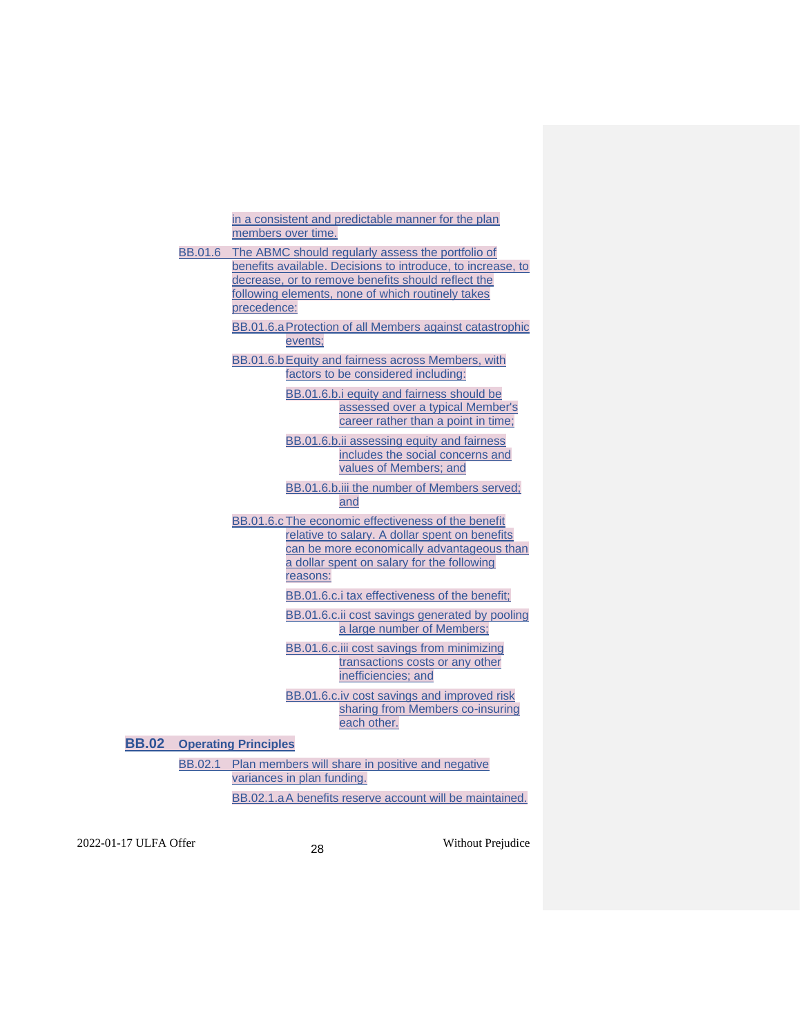in a consistent and predictable manner for the plan members over time.

BB.01.6 The ABMC should regularly assess the portfolio of benefits available. Decisions to introduce, to increase, to decrease, or to remove benefits should reflect the following elements, none of which routinely takes precedence:

BB.01.6.a Protection of all Members against catastrophic events;

BB.01.6.b Equity and fairness across Members, with factors to be considered including:

BB.01.6.b.i equity and fairness should be assessed over a typical Member's career rather than a point in time;

BB.01.6.b.ii assessing equity and fairness includes the social concerns and values of Members; and

BB.01.6.b.iii the number of Members served; and

BB.01.6.c The economic effectiveness of the benefit relative to salary. A dollar spent on benefits can be more economically advantageous than a dollar spent on salary for the following reasons:

BB.01.6.c.i tax effectiveness of the benefit;

BB.01.6.c.ii cost savings generated by pooling a large number of Members;

BB.01.6.c.iii cost savings from minimizing transactions costs or any other inefficiencies; and

BB.01.6.c.iv cost savings and improved risk sharing from Members co-insuring each other.

## BB.02 Operating Principles

BB.02.1 Plan members will share in positive and negative variances in plan funding.

BB.02.1.a A benefits reserve account will be maintained.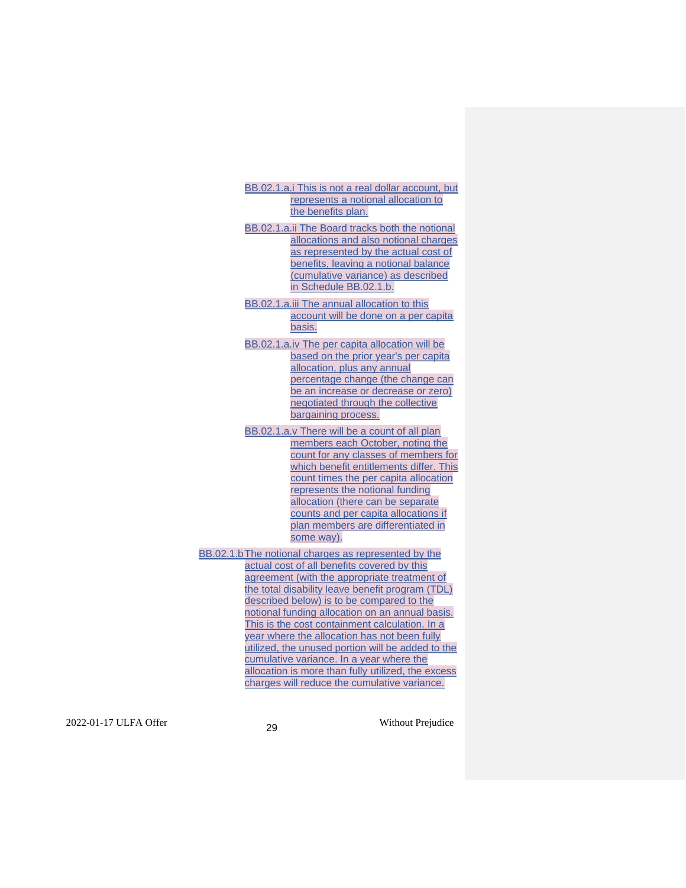BB.02.1.a.i This is not a real dollar account, but represents a notional allocation to the benefits plan.

BB.02.1.a.ii The Board tracks both the notional allocations and also notional charges as represented by the actual cost of benefits, leaving a notional balance (cumulative variance) as described in Schedule BB.02.1.b.

BB.02.1.a.iii The annual allocation to this account will be done on a per capita basis.

BB.02.1.a.iv The per capita allocation will be based on the prior year's per capita allocation, plus any annual percentage change (the change can be an increase or decrease or zero) negotiated through the collective bargaining process.

BB.02.1.a.v There will be a count of all plan members each October, noting the count for any classes of members for which benefit entitlements differ. This count times the per capita allocation represents the notional funding allocation (there can be separate counts and per capita allocations if plan members are differentiated in some way).

BB.02.1.b The notional charges as represented by the actual cost of all benefits covered by this agreement (with the appropriate treatment of the total disability leave benefit program (TDL) described below) is to be compared to the notional funding allocation on an annual basis. This is the cost containment calculation. In a year where the allocation has not been fully utilized, the unused portion will be added to the cumulative variance. In a year where the allocation is more than fully utilized, the excess charges will reduce the cumulative variance.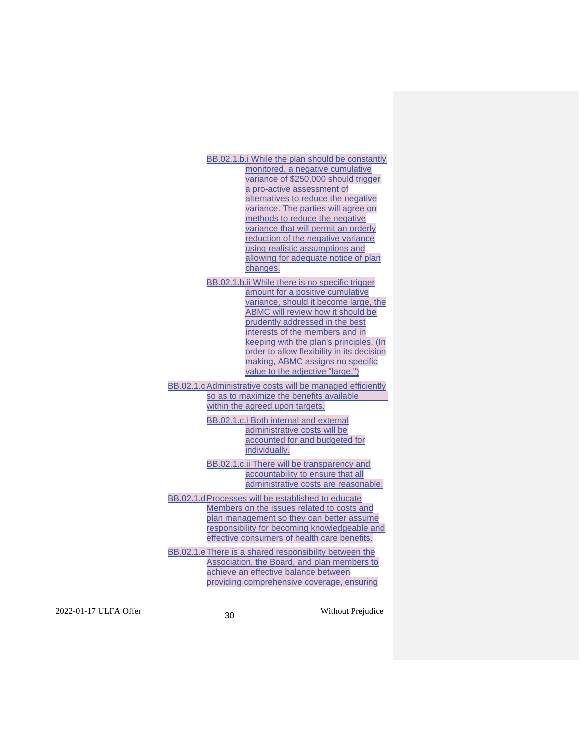BB.02.1.b.i While the plan should be constantly monitored, a negative cumulative variance of $250,000 should trigger a pro-active assessment of alternatives to reduce the negative variance. The parties will agree on methods to reduce the negative variance that will permit an orderly reduction of the negative variance using realistic assumptions and allowing for adequate notice of plan changes.

BB.02.1.b.ii While there is no specific trigger amount for a positive cumulative variance, should it become large, the ABMC will review how it should be prudently addressed in the best interests of the members and in keeping with the plan's principles. (In order to allow flexibility in its decision making, ABMC assigns no specific value to the adjective "large.")

BB.02.1.c Administrative costs will be managed efficiently so as to maximize the benefits available within the agreed upon targets.

BB.02.1.c.i Both internal and external administrative costs will be accounted for and budgeted for individually.

BB.02.1.c.ii There will be transparency and accountability to ensure that all administrative costs are reasonable.

BB.02.1.d Processes will be established to educate Members on the issues related to costs and plan management so they can better assume responsibility for becoming knowledgeable and effective consumers of health care benefits.

BB.02.1.e There is a shared responsibility between the Association, the Board, and plan members to achieve an effective balance between providing comprehensive coverage, ensuring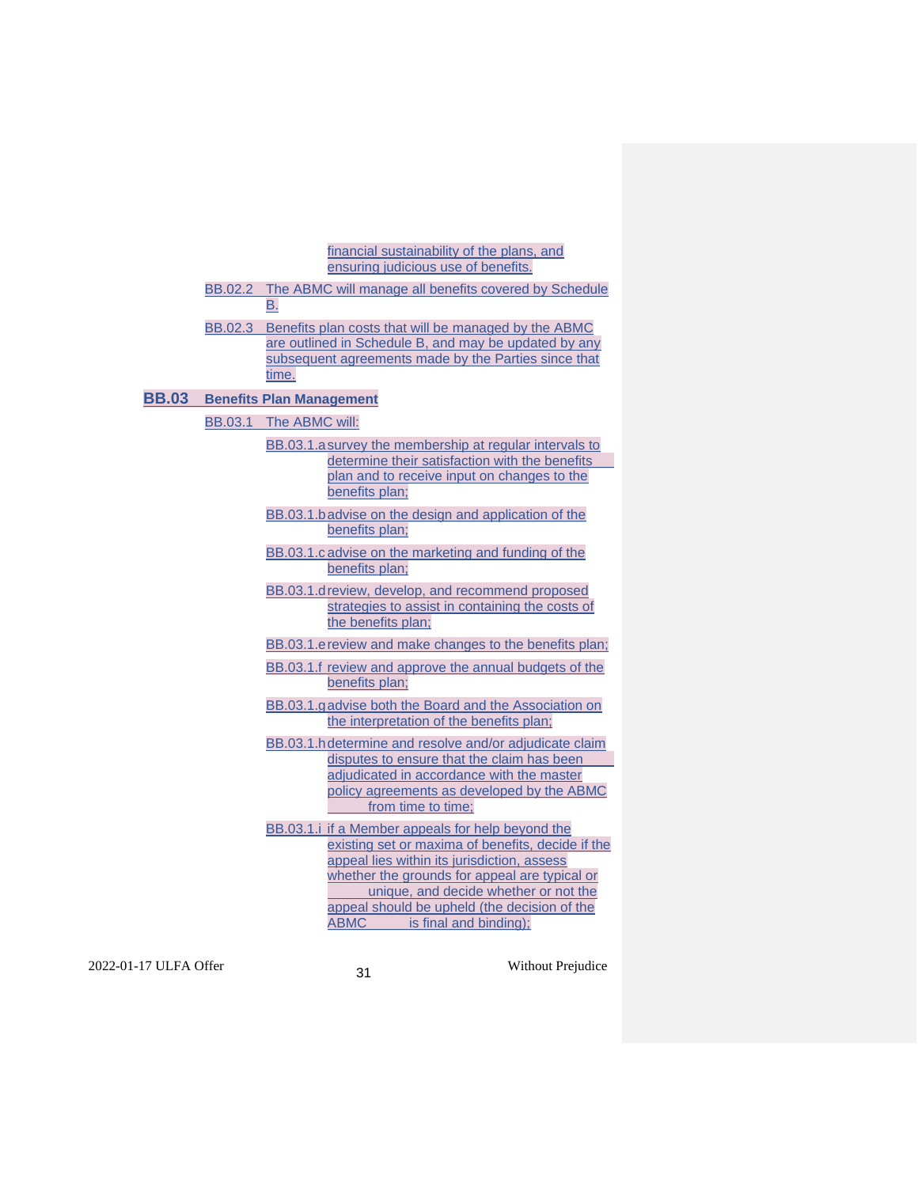financial sustainability of the plans, and ensuring judicious use of benefits.

BB.02.2 The ABMC will manage all benefits covered by Schedule B.

BB.02.3 Benefits plan costs that will be managed by the ABMC are outlined in Schedule B, and may be updated by any subsequent agreements made by the Parties since that time.

## BB.03 Benefits Plan Management

BB.03.1 The ABMC will:

BB.03.1.a survey the membership at regular intervals to determine their satisfaction with the benefits plan and to receive input on changes to the benefits plan;

BB.03.1.b advise on the design and application of the benefits plan;

BB.03.1.c advise on the marketing and funding of the benefits plan;

BB.03.1.d review, develop, and recommend proposed strategies to assist in containing the costs of the benefits plan;

BB.03.1.e review and make changes to the benefits plan;

BB.03.1.f review and approve the annual budgets of the benefits plan;

BB.03.1.g advise both the Board and the Association on the interpretation of the benefits plan;

BB.03.1.h determine and resolve and/or adjudicate claim disputes to ensure that the claim has been adjudicated in accordance with the master policy agreements as developed by the ABMC from time to time;

BB.03.1.i if a Member appeals for help beyond the existing set or maxima of benefits, decide if the appeal lies within its jurisdiction, assess whether the grounds for appeal are typical or unique, and decide whether or not the appeal should be upheld (the decision of the ABMC is final and binding);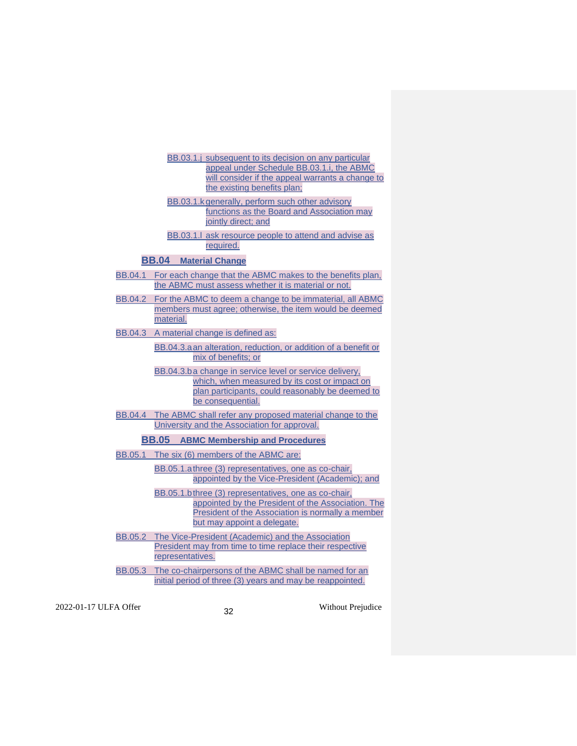BB.03.1.j subsequent to its decision on any particular appeal under Schedule BB.03.1.i, the ABMC will consider if the appeal warrants a change to the existing benefits plan;

BB.03.1.k generally, perform such other advisory functions as the Board and Association may jointly direct; and

BB.03.1.l ask resource people to attend and advise as required.

## BB.04 Material Change

BB.04.1 For each change that the ABMC makes to the benefits plan, the ABMC must assess whether it is material or not.

BB.04.2 For the ABMC to deem a change to be immaterial, all ABMC members must agree; otherwise, the item would be deemed material.

BB.04.3 A material change is defined as:

BB.04.3.a an alteration, reduction, or addition of a benefit or mix of benefits; or

BB.04.3.b a change in service level or service delivery, which, when measured by its cost or impact on plan participants, could reasonably be deemed to be consequential.

BB.04.4 The ABMC shall refer any proposed material change to the University and the Association for approval.

## BB.05 ABMC Membership and Procedures

BB.05.1 The six (6) members of the ABMC are:

BB.05.1.a three (3) representatives, one as co-chair, appointed by the Vice-President (Academic); and

BB.05.1.b three (3) representatives, one as co-chair, appointed by the President of the Association. The President of the Association is normally a member but may appoint a delegate.

BB.05.2 The Vice-President (Academic) and the Association President may from time to time replace their respective representatives.

BB.05.3 The co-chairpersons of the ABMC shall be named for an initial period of three (3) years and may be reappointed.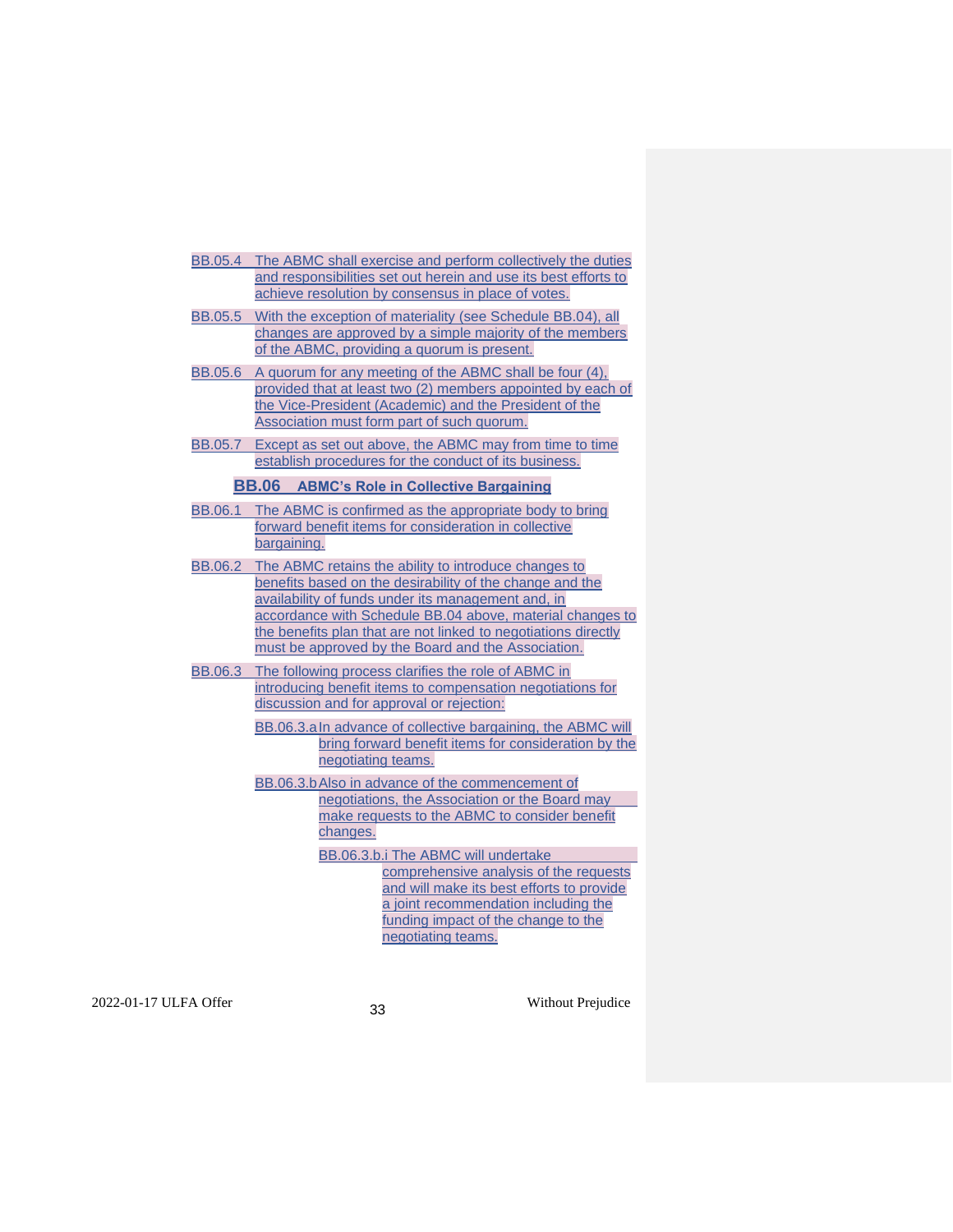BB.05.4 The ABMC shall exercise and perform collectively the duties and responsibilities set out herein and use its best efforts to achieve resolution by consensus in place of votes.

BB.05.5 With the exception of materiality (see Schedule BB.04), all changes are approved by a simple majority of the members of the ABMC, providing a quorum is present.

BB.05.6 A quorum for any meeting of the ABMC shall be four (4), provided that at least two (2) members appointed by each of the Vice-President (Academic) and the President of the Association must form part of such quorum.

BB.05.7 Except as set out above, the ABMC may from time to time establish procedures for the conduct of its business.

### BB.06 ABMC's Role in Collective Bargaining

BB.06.1 The ABMC is confirmed as the appropriate body to bring forward benefit items for consideration in collective bargaining.

BB.06.2 The ABMC retains the ability to introduce changes to benefits based on the desirability of the change and the availability of funds under its management and, in accordance with Schedule BB.04 above, material changes to the benefits plan that are not linked to negotiations directly must be approved by the Board and the Association.

BB.06.3 The following process clarifies the role of ABMC in introducing benefit items to compensation negotiations for discussion and for approval or rejection:

BB.06.3.a In advance of collective bargaining, the ABMC will bring forward benefit items for consideration by the negotiating teams.

BB.06.3.b Also in advance of the commencement of negotiations, the Association or the Board may make requests to the ABMC to consider benefit changes.

BB.06.3.b.i The ABMC will undertake comprehensive analysis of the requests and will make its best efforts to provide a joint recommendation including the funding impact of the change to the negotiating teams.

2022-01-17 ULFA Offer Without Prejudice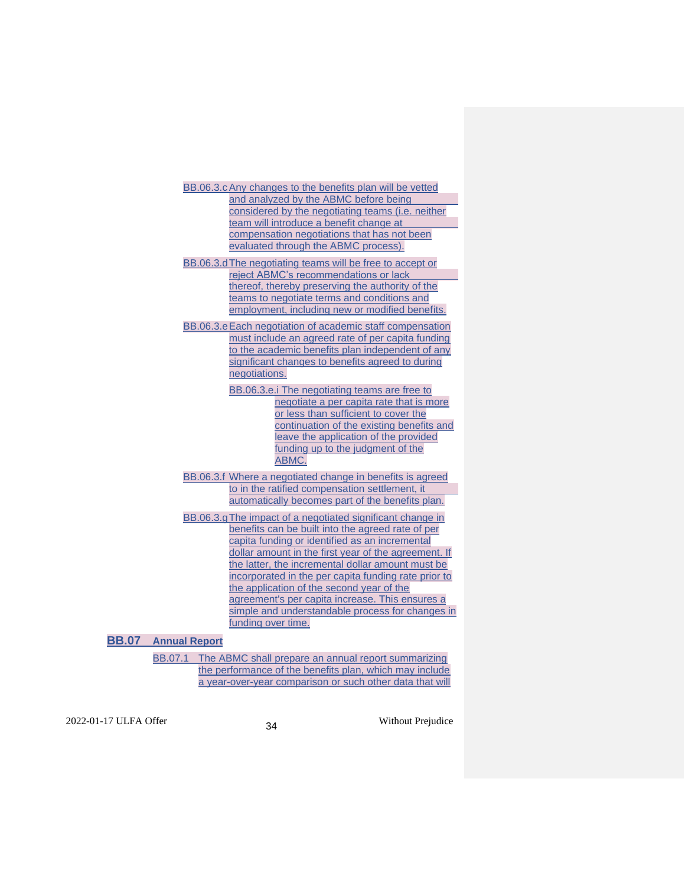BB.06.3.c Any changes to the benefits plan will be vetted and analyzed by the ABMC before being considered by the negotiating teams (i.e. neither team will introduce a benefit change at compensation negotiations that has not been evaluated through the ABMC process).

BB.06.3.d The negotiating teams will be free to accept or reject ABMC's recommendations or lack thereof, thereby preserving the authority of the teams to negotiate terms and conditions and employment, including new or modified benefits.

BB.06.3.e Each negotiation of academic staff compensation must include an agreed rate of per capita funding to the academic benefits plan independent of any significant changes to benefits agreed to during negotiations.

BB.06.3.e.i The negotiating teams are free to negotiate a per capita rate that is more or less than sufficient to cover the continuation of the existing benefits and leave the application of the provided funding up to the judgment of the ABMC.

BB.06.3.f Where a negotiated change in benefits is agreed to in the ratified compensation settlement, it automatically becomes part of the benefits plan.

BB.06.3.g The impact of a negotiated significant change in benefits can be built into the agreed rate of per capita funding or identified as an incremental dollar amount in the first year of the agreement. If the latter, the incremental dollar amount must be incorporated in the per capita funding rate prior to the application of the second year of the agreement's per capita increase. This ensures a simple and understandable process for changes in funding over time.

## BB.07 Annual Report

BB.07.1 The ABMC shall prepare an annual report summarizing the performance of the benefits plan, which may include a year-over-year comparison or such other data that will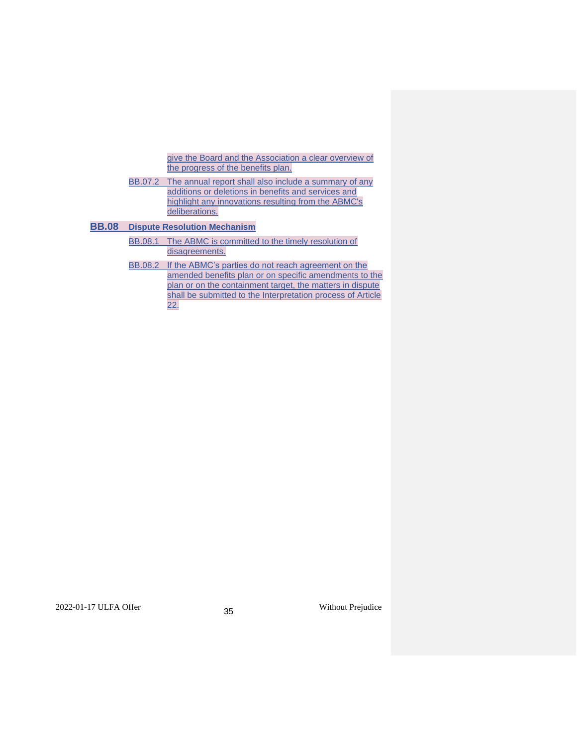give the Board and the Association a clear overview of the progress of the benefits plan.

BB.07.2 The annual report shall also include a summary of any additions or deletions in benefits and services and highlight any innovations resulting from the ABMC's deliberations.

## BB.08 Dispute Resolution Mechanism

BB.08.1 The ABMC is committed to the timely resolution of disagreements.

BB.08.2 If the ABMC's parties do not reach agreement on the amended benefits plan or on specific amendments to the plan or on the containment target, the matters in dispute shall be submitted to the Interpretation process of Article 22.